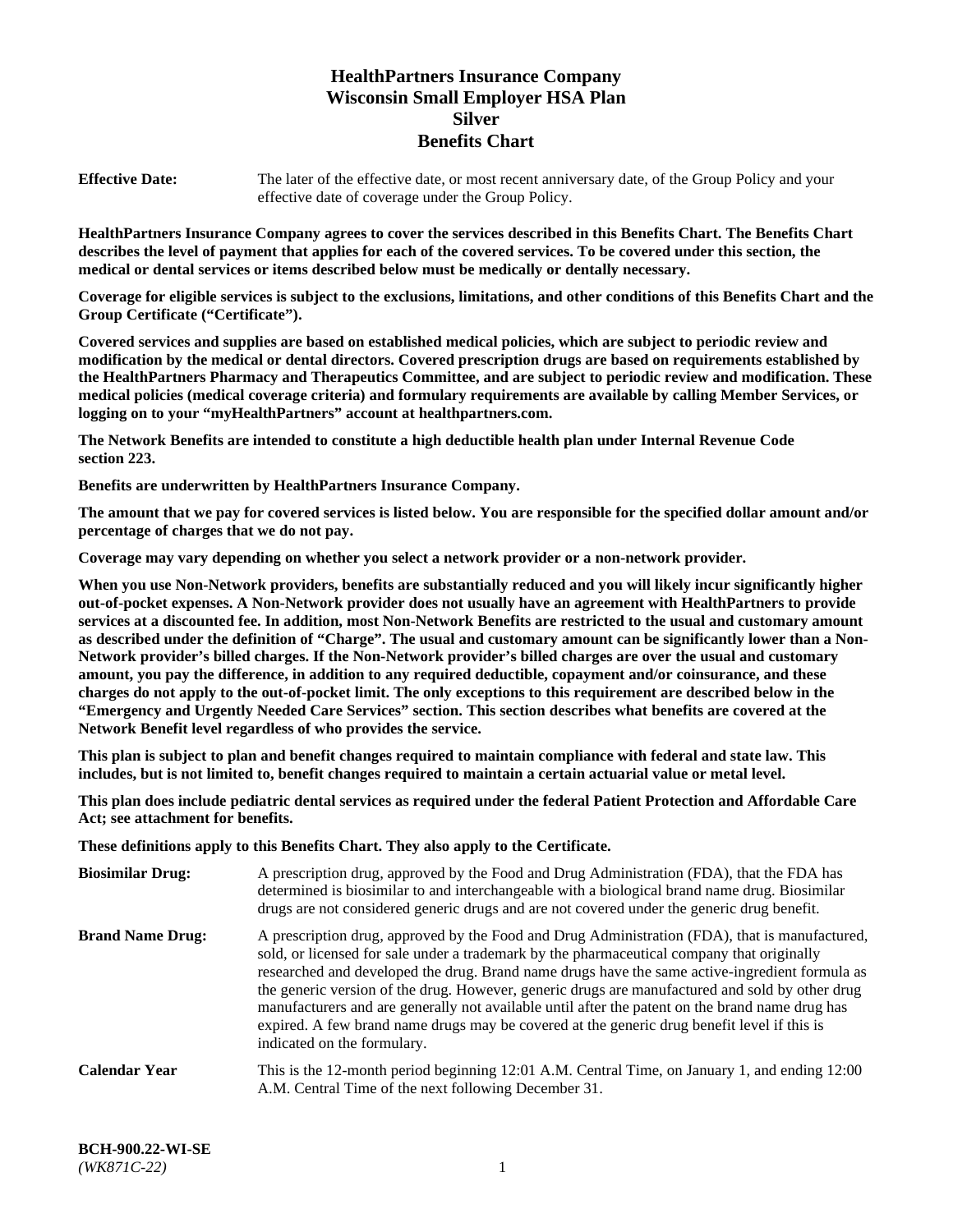# HealthPartners Insurance Company
# Wisconsin Small Employer HSA Plan
# Silver
# Benefits Chart

| | |
|---|---|
| **Effective Date:** | The later of the effective date, or most recent anniversary date, of the Group Policy and your effective date of coverage under the Group Policy. |

**HealthPartners Insurance Company agrees to cover the services described in this Benefits Chart. The Benefits Chart describes the level of payment that applies for each of the covered services. To be covered under this section, the medical or dental services or items described below must be medically or dentally necessary.**

**Coverage for eligible services is subject to the exclusions, limitations, and other conditions of this Benefits Chart and the Group Certificate ("Certificate").**

**Covered services and supplies are based on established medical policies, which are subject to periodic review and modification by the medical or dental directors. Covered prescription drugs are based on requirements established by the HealthPartners Pharmacy and Therapeutics Committee, and are subject to periodic review and modification. These medical policies (medical coverage criteria) and formulary requirements are available by calling Member Services, or logging on to your "myHealthPartners" account at healthpartners.com.**

**The Network Benefits are intended to constitute a high deductible health plan under Internal Revenue Code section 223.**

**Benefits are underwritten by HealthPartners Insurance Company.**

**The amount that we pay for covered services is listed below. You are responsible for the specified dollar amount and/or percentage of charges that we do not pay.**

**Coverage may vary depending on whether you select a network provider or a non-network provider.**

**When you use Non-Network providers, benefits are substantially reduced and you will likely incur significantly higher out-of-pocket expenses. A Non-Network provider does not usually have an agreement with HealthPartners to provide services at a discounted fee. In addition, most Non-Network Benefits are restricted to the usual and customary amount as described under the definition of "Charge". The usual and customary amount can be significantly lower than a Non-Network provider's billed charges. If the Non-Network provider's billed charges are over the usual and customary amount, you pay the difference, in addition to any required deductible, copayment and/or coinsurance, and these charges do not apply to the out-of-pocket limit. The only exceptions to this requirement are described below in the "Emergency and Urgently Needed Care Services" section. This section describes what benefits are covered at the Network Benefit level regardless of who provides the service.**

**This plan is subject to plan and benefit changes required to maintain compliance with federal and state law. This includes, but is not limited to, benefit changes required to maintain a certain actuarial value or metal level.**

**This plan does include pediatric dental services as required under the federal Patient Protection and Affordable Care Act; see attachment for benefits.**

**These definitions apply to this Benefits Chart. They also apply to the Certificate.**

| | |
|---|---|
| **Biosimilar Drug:** | A prescription drug, approved by the Food and Drug Administration (FDA), that the FDA has determined is biosimilar to and interchangeable with a biological brand name drug. Biosimilar drugs are not considered generic drugs and are not covered under the generic drug benefit. |
| **Brand Name Drug:** | A prescription drug, approved by the Food and Drug Administration (FDA), that is manufactured, sold, or licensed for sale under a trademark by the pharmaceutical company that originally researched and developed the drug. Brand name drugs have the same active-ingredient formula as the generic version of the drug. However, generic drugs are manufactured and sold by other drug manufacturers and are generally not available until after the patent on the brand name drug has expired. A few brand name drugs may be covered at the generic drug benefit level if this is indicated on the formulary. |
| **Calendar Year** | This is the 12-month period beginning 12:01 A.M. Central Time, on January 1, and ending 12:00 A.M. Central Time of the next following December 31. |

**BCH-900.22-WI-SE**
*(WK871C-22)*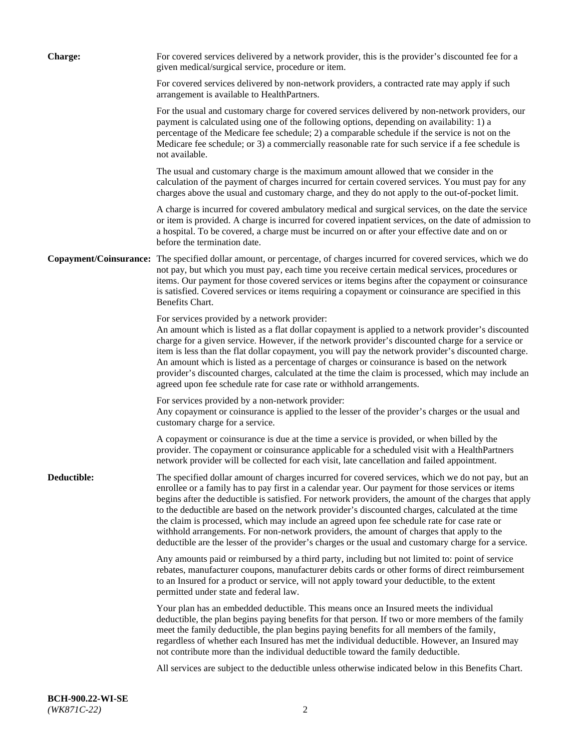**Charge:** For covered services delivered by a network provider, this is the provider's discounted fee for a given medical/surgical service, procedure or item.

For covered services delivered by non-network providers, a contracted rate may apply if such arrangement is available to HealthPartners.

For the usual and customary charge for covered services delivered by non-network providers, our payment is calculated using one of the following options, depending on availability: 1) a percentage of the Medicare fee schedule; 2) a comparable schedule if the service is not on the Medicare fee schedule; or 3) a commercially reasonable rate for such service if a fee schedule is not available.

The usual and customary charge is the maximum amount allowed that we consider in the calculation of the payment of charges incurred for certain covered services. You must pay for any charges above the usual and customary charge, and they do not apply to the out-of-pocket limit.

A charge is incurred for covered ambulatory medical and surgical services, on the date the service or item is provided. A charge is incurred for covered inpatient services, on the date of admission to a hospital. To be covered, a charge must be incurred on or after your effective date and on or before the termination date.

**Copayment/Coinsurance:** The specified dollar amount, or percentage, of charges incurred for covered services, which we do not pay, but which you must pay, each time you receive certain medical services, procedures or items. Our payment for those covered services or items begins after the copayment or coinsurance is satisfied. Covered services or items requiring a copayment or coinsurance are specified in this Benefits Chart.

For services provided by a network provider:
An amount which is listed as a flat dollar copayment is applied to a network provider's discounted charge for a given service. However, if the network provider's discounted charge for a service or item is less than the flat dollar copayment, you will pay the network provider's discounted charge. An amount which is listed as a percentage of charges or coinsurance is based on the network provider's discounted charges, calculated at the time the claim is processed, which may include an agreed upon fee schedule rate for case rate or withhold arrangements.

For services provided by a non-network provider:
Any copayment or coinsurance is applied to the lesser of the provider's charges or the usual and customary charge for a service.

A copayment or coinsurance is due at the time a service is provided, or when billed by the provider. The copayment or coinsurance applicable for a scheduled visit with a HealthPartners network provider will be collected for each visit, late cancellation and failed appointment.

**Deductible:** The specified dollar amount of charges incurred for covered services, which we do not pay, but an enrollee or a family has to pay first in a calendar year. Our payment for those services or items begins after the deductible is satisfied. For network providers, the amount of the charges that apply to the deductible are based on the network provider's discounted charges, calculated at the time the claim is processed, which may include an agreed upon fee schedule rate for case rate or withhold arrangements. For non-network providers, the amount of charges that apply to the deductible are the lesser of the provider's charges or the usual and customary charge for a service.

Any amounts paid or reimbursed by a third party, including but not limited to: point of service rebates, manufacturer coupons, manufacturer debits cards or other forms of direct reimbursement to an Insured for a product or service, will not apply toward your deductible, to the extent permitted under state and federal law.

Your plan has an embedded deductible. This means once an Insured meets the individual deductible, the plan begins paying benefits for that person. If two or more members of the family meet the family deductible, the plan begins paying benefits for all members of the family, regardless of whether each Insured has met the individual deductible. However, an Insured may not contribute more than the individual deductible toward the family deductible.

All services are subject to the deductible unless otherwise indicated below in this Benefits Chart.

**BCH-900.22-WI-SE**
*(WK871C-22)*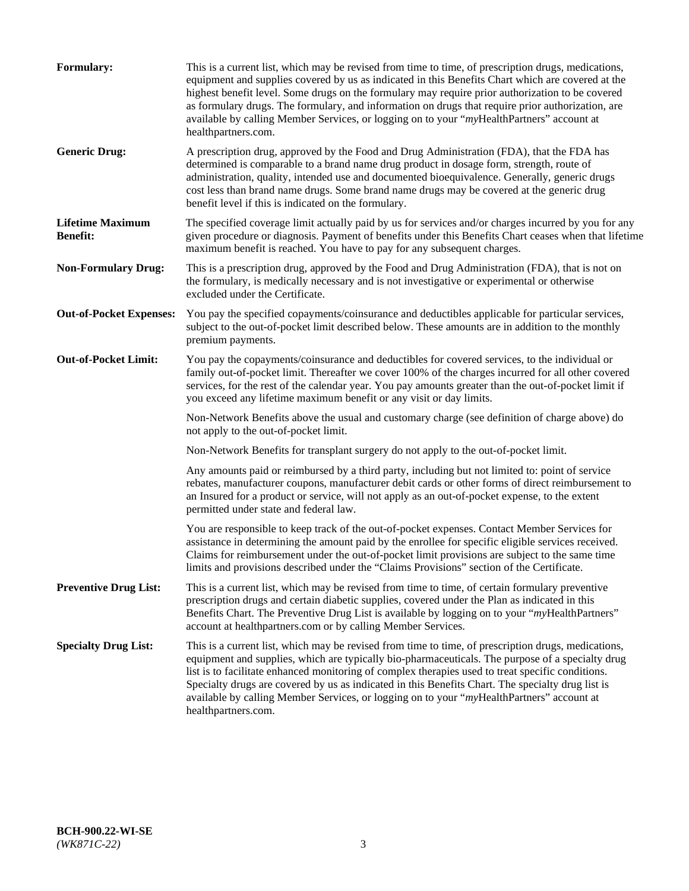**Formulary:** This is a current list, which may be revised from time to time, of prescription drugs, medications, equipment and supplies covered by us as indicated in this Benefits Chart which are covered at the highest benefit level. Some drugs on the formulary may require prior authorization to be covered as formulary drugs. The formulary, and information on drugs that require prior authorization, are available by calling Member Services, or logging on to your "*my*HealthPartners" account at healthpartners.com.

**Generic Drug:** A prescription drug, approved by the Food and Drug Administration (FDA), that the FDA has determined is comparable to a brand name drug product in dosage form, strength, route of administration, quality, intended use and documented bioequivalence. Generally, generic drugs cost less than brand name drugs. Some brand name drugs may be covered at the generic drug benefit level if this is indicated on the formulary.

**Lifetime Maximum Benefit:** The specified coverage limit actually paid by us for services and/or charges incurred by you for any given procedure or diagnosis. Payment of benefits under this Benefits Chart ceases when that lifetime maximum benefit is reached. You have to pay for any subsequent charges.

**Non-Formulary Drug:** This is a prescription drug, approved by the Food and Drug Administration (FDA), that is not on the formulary, is medically necessary and is not investigative or experimental or otherwise excluded under the Certificate.

**Out-of-Pocket Expenses:** You pay the specified copayments/coinsurance and deductibles applicable for particular services, subject to the out-of-pocket limit described below. These amounts are in addition to the monthly premium payments.

**Out-of-Pocket Limit:** You pay the copayments/coinsurance and deductibles for covered services, to the individual or family out-of-pocket limit. Thereafter we cover 100% of the charges incurred for all other covered services, for the rest of the calendar year. You pay amounts greater than the out-of-pocket limit if you exceed any lifetime maximum benefit or any visit or day limits.

Non-Network Benefits above the usual and customary charge (see definition of charge above) do not apply to the out-of-pocket limit.

Non-Network Benefits for transplant surgery do not apply to the out-of-pocket limit.

Any amounts paid or reimbursed by a third party, including but not limited to: point of service rebates, manufacturer coupons, manufacturer debit cards or other forms of direct reimbursement to an Insured for a product or service, will not apply as an out-of-pocket expense, to the extent permitted under state and federal law.

You are responsible to keep track of the out-of-pocket expenses. Contact Member Services for assistance in determining the amount paid by the enrollee for specific eligible services received. Claims for reimbursement under the out-of-pocket limit provisions are subject to the same time limits and provisions described under the "Claims Provisions" section of the Certificate.

**Preventive Drug List:** This is a current list, which may be revised from time to time, of certain formulary preventive prescription drugs and certain diabetic supplies, covered under the Plan as indicated in this Benefits Chart. The Preventive Drug List is available by logging on to your "*my*HealthPartners" account at healthpartners.com or by calling Member Services.

**Specialty Drug List:** This is a current list, which may be revised from time to time, of prescription drugs, medications, equipment and supplies, which are typically bio-pharmaceuticals. The purpose of a specialty drug list is to facilitate enhanced monitoring of complex therapies used to treat specific conditions. Specialty drugs are covered by us as indicated in this Benefits Chart. The specialty drug list is available by calling Member Services, or logging on to your "*my*HealthPartners" account at healthpartners.com.

**BCH-900.22-WI-SE**
*(WK871C-22)*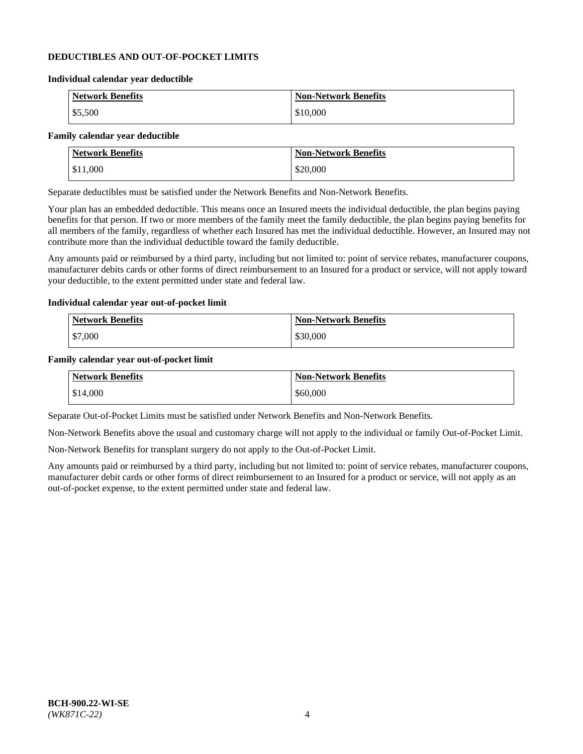## DEDUCTIBLES AND OUT-OF-POCKET LIMITS

### Individual calendar year deductible

| Network Benefits | Non-Network Benefits |
| --- | --- |
| $5,500 | $10,000 |

### Family calendar year deductible

| Network Benefits | Non-Network Benefits |
| --- | --- |
| $11,000 | $20,000 |

Separate deductibles must be satisfied under the Network Benefits and Non-Network Benefits.

Your plan has an embedded deductible. This means once an Insured meets the individual deductible, the plan begins paying benefits for that person. If two or more members of the family meet the family deductible, the plan begins paying benefits for all members of the family, regardless of whether each Insured has met the individual deductible. However, an Insured may not contribute more than the individual deductible toward the family deductible.

Any amounts paid or reimbursed by a third party, including but not limited to: point of service rebates, manufacturer coupons, manufacturer debits cards or other forms of direct reimbursement to an Insured for a product or service, will not apply toward your deductible, to the extent permitted under state and federal law.

### Individual calendar year out-of-pocket limit

| Network Benefits | Non-Network Benefits |
| --- | --- |
| $7,000 | $30,000 |

### Family calendar year out-of-pocket limit

| Network Benefits | Non-Network Benefits |
| --- | --- |
| $14,000 | $60,000 |

Separate Out-of-Pocket Limits must be satisfied under Network Benefits and Non-Network Benefits.

Non-Network Benefits above the usual and customary charge will not apply to the individual or family Out-of-Pocket Limit.

Non-Network Benefits for transplant surgery do not apply to the Out-of-Pocket Limit.

Any amounts paid or reimbursed by a third party, including but not limited to: point of service rebates, manufacturer coupons, manufacturer debit cards or other forms of direct reimbursement to an Insured for a product or service, will not apply as an out-of-pocket expense, to the extent permitted under state and federal law.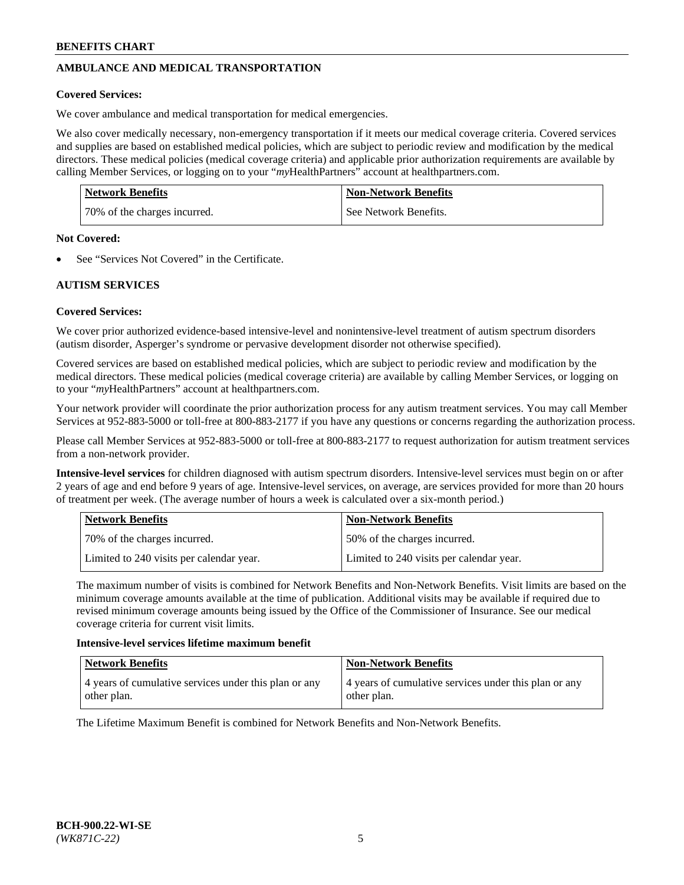## AMBULANCE AND MEDICAL TRANSPORTATION

**Covered Services:**

We cover ambulance and medical transportation for medical emergencies.

We also cover medically necessary, non-emergency transportation if it meets our medical coverage criteria. Covered services and supplies are based on established medical policies, which are subject to periodic review and modification by the medical directors. These medical policies (medical coverage criteria) and applicable prior authorization requirements are available by calling Member Services, or logging on to your "*my*HealthPartners" account at healthpartners.com.

| Network Benefits | Non-Network Benefits |
| --- | --- |
| 70% of the charges incurred. | See Network Benefits. |

**Not Covered:**

- See "Services Not Covered" in the Certificate.

## AUTISM SERVICES

**Covered Services:**

We cover prior authorized evidence-based intensive-level and nonintensive-level treatment of autism spectrum disorders (autism disorder, Asperger's syndrome or pervasive development disorder not otherwise specified).

Covered services are based on established medical policies, which are subject to periodic review and modification by the medical directors. These medical policies (medical coverage criteria) are available by calling Member Services, or logging on to your "*my*HealthPartners" account at healthpartners.com.

Your network provider will coordinate the prior authorization process for any autism treatment services. You may call Member Services at 952-883-5000 or toll-free at 800-883-2177 if you have any questions or concerns regarding the authorization process.

Please call Member Services at 952-883-5000 or toll-free at 800-883-2177 to request authorization for autism treatment services from a non-network provider.

**Intensive-level services** for children diagnosed with autism spectrum disorders. Intensive-level services must begin on or after 2 years of age and end before 9 years of age. Intensive-level services, on average, are services provided for more than 20 hours of treatment per week. (The average number of hours a week is calculated over a six-month period.)

| Network Benefits | Non-Network Benefits |
| --- | --- |
| 70% of the charges incurred. | 50% of the charges incurred. |
| Limited to 240 visits per calendar year. | Limited to 240 visits per calendar year. |

The maximum number of visits is combined for Network Benefits and Non-Network Benefits. Visit limits are based on the minimum coverage amounts available at the time of publication. Additional visits may be available if required due to revised minimum coverage amounts being issued by the Office of the Commissioner of Insurance. See our medical coverage criteria for current visit limits.

**Intensive-level services lifetime maximum benefit**

| Network Benefits | Non-Network Benefits |
| --- | --- |
| 4 years of cumulative services under this plan or any other plan. | 4 years of cumulative services under this plan or any other plan. |

The Lifetime Maximum Benefit is combined for Network Benefits and Non-Network Benefits.

BCH-900.22-WI-SE
*(WK871C-22)*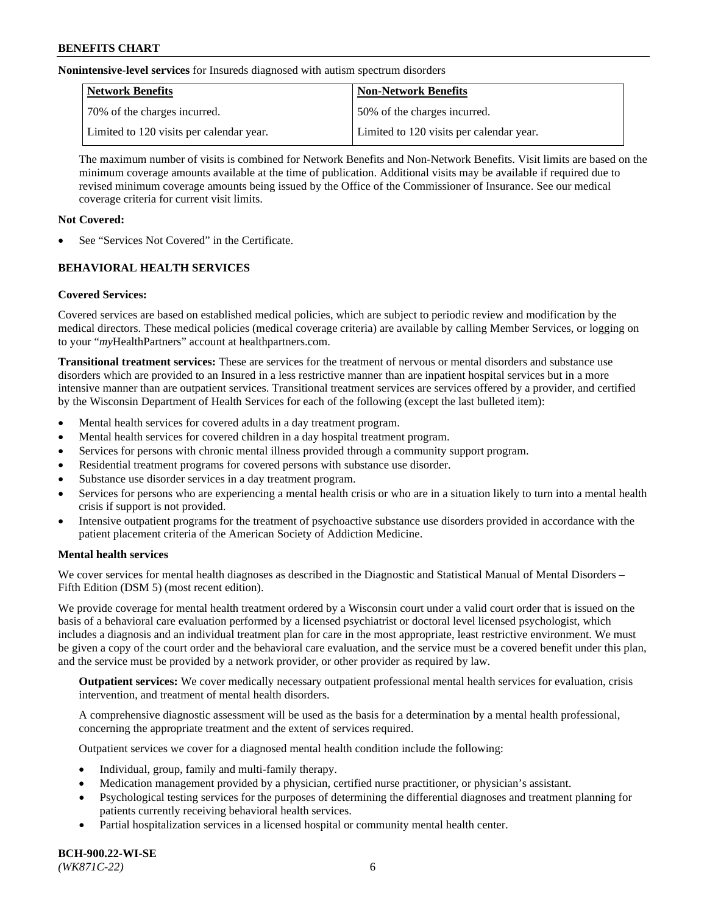**Nonintensive-level services** for Insureds diagnosed with autism spectrum disorders

| Network Benefits | Non-Network Benefits |
|---|---|
| 70% of the charges incurred. | 50% of the charges incurred. |
| Limited to 120 visits per calendar year. | Limited to 120 visits per calendar year. |

The maximum number of visits is combined for Network Benefits and Non-Network Benefits. Visit limits are based on the minimum coverage amounts available at the time of publication. Additional visits may be available if required due to revised minimum coverage amounts being issued by the Office of the Commissioner of Insurance. See our medical coverage criteria for current visit limits.

**Not Covered:**

- See "Services Not Covered" in the Certificate.

## BEHAVIORAL HEALTH SERVICES

**Covered Services:**

Covered services are based on established medical policies, which are subject to periodic review and modification by the medical directors. These medical policies (medical coverage criteria) are available by calling Member Services, or logging on to your "*my*HealthPartners" account at healthpartners.com.

**Transitional treatment services:** These are services for the treatment of nervous or mental disorders and substance use disorders which are provided to an Insured in a less restrictive manner than are inpatient hospital services but in a more intensive manner than are outpatient services. Transitional treatment services are services offered by a provider, and certified by the Wisconsin Department of Health Services for each of the following (except the last bulleted item):

- Mental health services for covered adults in a day treatment program.
- Mental health services for covered children in a day hospital treatment program.
- Services for persons with chronic mental illness provided through a community support program.
- Residential treatment programs for covered persons with substance use disorder.
- Substance use disorder services in a day treatment program.
- Services for persons who are experiencing a mental health crisis or who are in a situation likely to turn into a mental health crisis if support is not provided.
- Intensive outpatient programs for the treatment of psychoactive substance use disorders provided in accordance with the patient placement criteria of the American Society of Addiction Medicine.

**Mental health services**

We cover services for mental health diagnoses as described in the Diagnostic and Statistical Manual of Mental Disorders – Fifth Edition (DSM 5) (most recent edition).

We provide coverage for mental health treatment ordered by a Wisconsin court under a valid court order that is issued on the basis of a behavioral care evaluation performed by a licensed psychiatrist or doctoral level licensed psychologist, which includes a diagnosis and an individual treatment plan for care in the most appropriate, least restrictive environment. We must be given a copy of the court order and the behavioral care evaluation, and the service must be a covered benefit under this plan, and the service must be provided by a network provider, or other provider as required by law.

**Outpatient services:** We cover medically necessary outpatient professional mental health services for evaluation, crisis intervention, and treatment of mental health disorders.

A comprehensive diagnostic assessment will be used as the basis for a determination by a mental health professional, concerning the appropriate treatment and the extent of services required.

Outpatient services we cover for a diagnosed mental health condition include the following:

- Individual, group, family and multi-family therapy.
- Medication management provided by a physician, certified nurse practitioner, or physician's assistant.
- Psychological testing services for the purposes of determining the differential diagnoses and treatment planning for patients currently receiving behavioral health services.
- Partial hospitalization services in a licensed hospital or community mental health center.

**BCH-900.22-WI-SE**
*(WK871C-22)*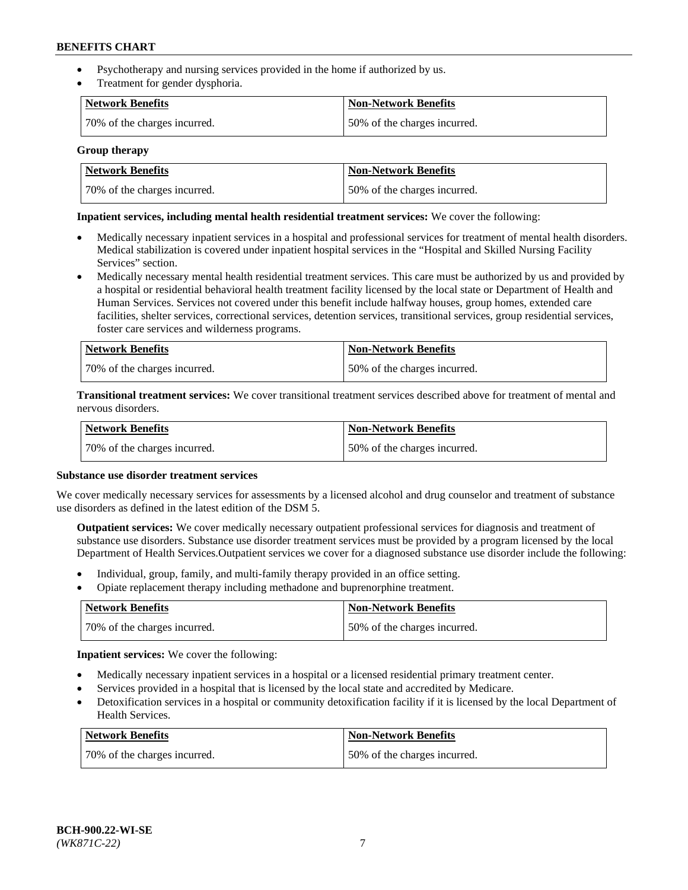- Psychotherapy and nursing services provided in the home if authorized by us.
- Treatment for gender dysphoria.

| Network Benefits | Non-Network Benefits |
| --- | --- |
| 70% of the charges incurred. | 50% of the charges incurred. |

**Group therapy**

| Network Benefits | Non-Network Benefits |
| --- | --- |
| 70% of the charges incurred. | 50% of the charges incurred. |

**Inpatient services, including mental health residential treatment services:** We cover the following:

- Medically necessary inpatient services in a hospital and professional services for treatment of mental health disorders. Medical stabilization is covered under inpatient hospital services in the "Hospital and Skilled Nursing Facility Services" section.
- Medically necessary mental health residential treatment services. This care must be authorized by us and provided by a hospital or residential behavioral health treatment facility licensed by the local state or Department of Health and Human Services. Services not covered under this benefit include halfway houses, group homes, extended care facilities, shelter services, correctional services, detention services, transitional services, group residential services, foster care services and wilderness programs.

| Network Benefits | Non-Network Benefits |
| --- | --- |
| 70% of the charges incurred. | 50% of the charges incurred. |

**Transitional treatment services:** We cover transitional treatment services described above for treatment of mental and nervous disorders.

| Network Benefits | Non-Network Benefits |
| --- | --- |
| 70% of the charges incurred. | 50% of the charges incurred. |

**Substance use disorder treatment services**

We cover medically necessary services for assessments by a licensed alcohol and drug counselor and treatment of substance use disorders as defined in the latest edition of the DSM 5.

**Outpatient services:** We cover medically necessary outpatient professional services for diagnosis and treatment of substance use disorders. Substance use disorder treatment services must be provided by a program licensed by the local Department of Health Services.Outpatient services we cover for a diagnosed substance use disorder include the following:

- Individual, group, family, and multi-family therapy provided in an office setting.
- Opiate replacement therapy including methadone and buprenorphine treatment.

| Network Benefits | Non-Network Benefits |
| --- | --- |
| 70% of the charges incurred. | 50% of the charges incurred. |

**Inpatient services:** We cover the following:

- Medically necessary inpatient services in a hospital or a licensed residential primary treatment center.
- Services provided in a hospital that is licensed by the local state and accredited by Medicare.
- Detoxification services in a hospital or community detoxification facility if it is licensed by the local Department of Health Services.

| Network Benefits | Non-Network Benefits |
| --- | --- |
| 70% of the charges incurred. | 50% of the charges incurred. |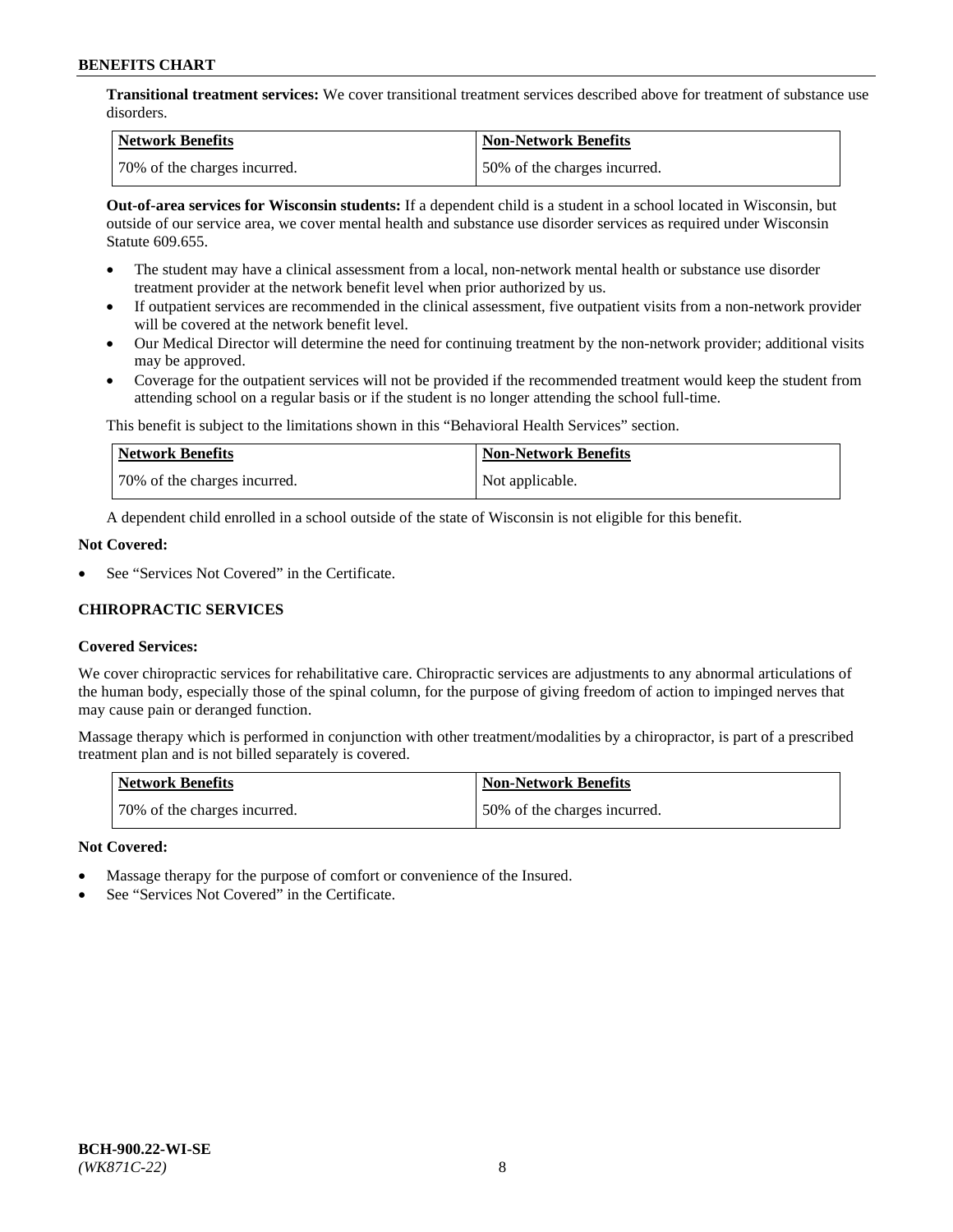**Transitional treatment services:** We cover transitional treatment services described above for treatment of substance use disorders.

| Network Benefits | Non-Network Benefits |
| --- | --- |
| 70% of the charges incurred. | 50% of the charges incurred. |

**Out-of-area services for Wisconsin students:** If a dependent child is a student in a school located in Wisconsin, but outside of our service area, we cover mental health and substance use disorder services as required under Wisconsin Statute 609.655.

- The student may have a clinical assessment from a local, non-network mental health or substance use disorder treatment provider at the network benefit level when prior authorized by us.
- If outpatient services are recommended in the clinical assessment, five outpatient visits from a non-network provider will be covered at the network benefit level.
- Our Medical Director will determine the need for continuing treatment by the non-network provider; additional visits may be approved.
- Coverage for the outpatient services will not be provided if the recommended treatment would keep the student from attending school on a regular basis or if the student is no longer attending the school full-time.

This benefit is subject to the limitations shown in this "Behavioral Health Services" section.

| Network Benefits | Non-Network Benefits |
| --- | --- |
| 70% of the charges incurred. | Not applicable. |

A dependent child enrolled in a school outside of the state of Wisconsin is not eligible for this benefit.

**Not Covered:**

- See "Services Not Covered" in the Certificate.

## CHIROPRACTIC SERVICES

**Covered Services:**

We cover chiropractic services for rehabilitative care. Chiropractic services are adjustments to any abnormal articulations of the human body, especially those of the spinal column, for the purpose of giving freedom of action to impinged nerves that may cause pain or deranged function.

Massage therapy which is performed in conjunction with other treatment/modalities by a chiropractor, is part of a prescribed treatment plan and is not billed separately is covered.

| Network Benefits | Non-Network Benefits |
| --- | --- |
| 70% of the charges incurred. | 50% of the charges incurred. |

**Not Covered:**

- Massage therapy for the purpose of comfort or convenience of the Insured.
- See "Services Not Covered" in the Certificate.

BCH-900.22-WI-SE
*(WK871C-22)*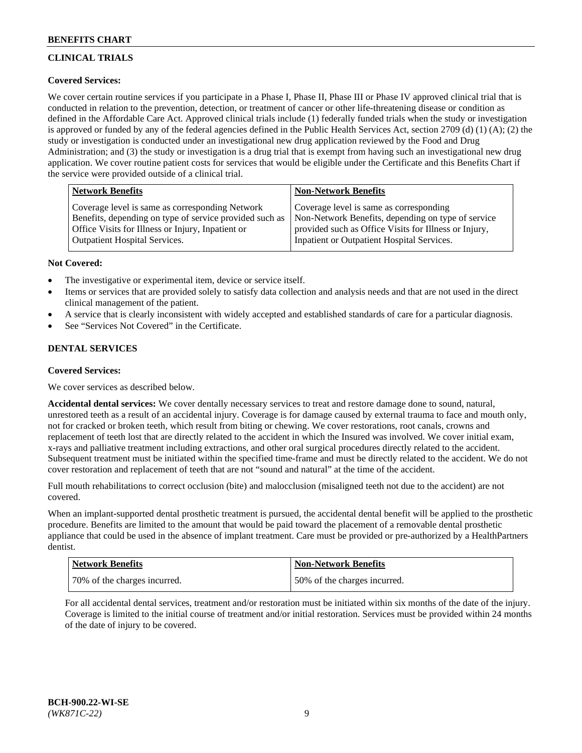## CLINICAL TRIALS

**Covered Services:**

We cover certain routine services if you participate in a Phase I, Phase II, Phase III or Phase IV approved clinical trial that is conducted in relation to the prevention, detection, or treatment of cancer or other life-threatening disease or condition as defined in the Affordable Care Act. Approved clinical trials include (1) federally funded trials when the study or investigation is approved or funded by any of the federal agencies defined in the Public Health Services Act, section 2709 (d) (1) (A); (2) the study or investigation is conducted under an investigational new drug application reviewed by the Food and Drug Administration; and (3) the study or investigation is a drug trial that is exempt from having such an investigational new drug application. We cover routine patient costs for services that would be eligible under the Certificate and this Benefits Chart if the service were provided outside of a clinical trial.

| Network Benefits | Non-Network Benefits |
| --- | --- |
| Coverage level is same as corresponding Network Benefits, depending on type of service provided such as Office Visits for Illness or Injury, Inpatient or Outpatient Hospital Services. | Coverage level is same as corresponding Non-Network Benefits, depending on type of service provided such as Office Visits for Illness or Injury, Inpatient or Outpatient Hospital Services. |

**Not Covered:**

- The investigative or experimental item, device or service itself.
- Items or services that are provided solely to satisfy data collection and analysis needs and that are not used in the direct clinical management of the patient.
- A service that is clearly inconsistent with widely accepted and established standards of care for a particular diagnosis.
- See "Services Not Covered" in the Certificate.

## DENTAL SERVICES

**Covered Services:**

We cover services as described below.

**Accidental dental services:** We cover dentally necessary services to treat and restore damage done to sound, natural, unrestored teeth as a result of an accidental injury. Coverage is for damage caused by external trauma to face and mouth only, not for cracked or broken teeth, which result from biting or chewing. We cover restorations, root canals, crowns and replacement of teeth lost that are directly related to the accident in which the Insured was involved. We cover initial exam, x-rays and palliative treatment including extractions, and other oral surgical procedures directly related to the accident. Subsequent treatment must be initiated within the specified time-frame and must be directly related to the accident. We do not cover restoration and replacement of teeth that are not "sound and natural" at the time of the accident.

Full mouth rehabilitations to correct occlusion (bite) and malocclusion (misaligned teeth not due to the accident) are not covered.

When an implant-supported dental prosthetic treatment is pursued, the accidental dental benefit will be applied to the prosthetic procedure. Benefits are limited to the amount that would be paid toward the placement of a removable dental prosthetic appliance that could be used in the absence of implant treatment. Care must be provided or pre-authorized by a HealthPartners dentist.

| Network Benefits | Non-Network Benefits |
| --- | --- |
| 70% of the charges incurred. | 50% of the charges incurred. |

For all accidental dental services, treatment and/or restoration must be initiated within six months of the date of the injury. Coverage is limited to the initial course of treatment and/or initial restoration. Services must be provided within 24 months of the date of injury to be covered.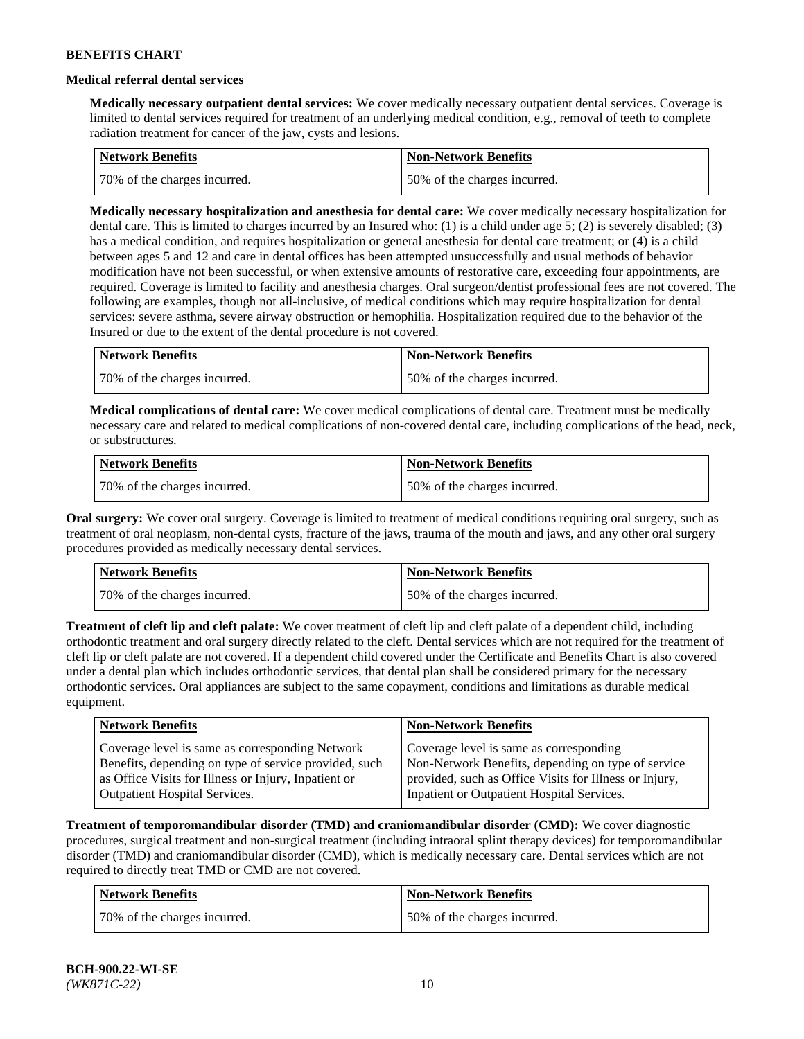### Medical referral dental services

**Medically necessary outpatient dental services:** We cover medically necessary outpatient dental services. Coverage is limited to dental services required for treatment of an underlying medical condition, e.g., removal of teeth to complete radiation treatment for cancer of the jaw, cysts and lesions.

| Network Benefits | Non-Network Benefits |
|---|---|
| 70% of the charges incurred. | 50% of the charges incurred. |

**Medically necessary hospitalization and anesthesia for dental care:** We cover medically necessary hospitalization for dental care. This is limited to charges incurred by an Insured who: (1) is a child under age 5; (2) is severely disabled; (3) has a medical condition, and requires hospitalization or general anesthesia for dental care treatment; or (4) is a child between ages 5 and 12 and care in dental offices has been attempted unsuccessfully and usual methods of behavior modification have not been successful, or when extensive amounts of restorative care, exceeding four appointments, are required. Coverage is limited to facility and anesthesia charges. Oral surgeon/dentist professional fees are not covered. The following are examples, though not all-inclusive, of medical conditions which may require hospitalization for dental services: severe asthma, severe airway obstruction or hemophilia. Hospitalization required due to the behavior of the Insured or due to the extent of the dental procedure is not covered.

| Network Benefits | Non-Network Benefits |
|---|---|
| 70% of the charges incurred. | 50% of the charges incurred. |

**Medical complications of dental care:** We cover medical complications of dental care. Treatment must be medically necessary care and related to medical complications of non-covered dental care, including complications of the head, neck, or substructures.

| Network Benefits | Non-Network Benefits |
|---|---|
| 70% of the charges incurred. | 50% of the charges incurred. |

**Oral surgery:** We cover oral surgery. Coverage is limited to treatment of medical conditions requiring oral surgery, such as treatment of oral neoplasm, non-dental cysts, fracture of the jaws, trauma of the mouth and jaws, and any other oral surgery procedures provided as medically necessary dental services.

| Network Benefits | Non-Network Benefits |
|---|---|
| 70% of the charges incurred. | 50% of the charges incurred. |

**Treatment of cleft lip and cleft palate:** We cover treatment of cleft lip and cleft palate of a dependent child, including orthodontic treatment and oral surgery directly related to the cleft. Dental services which are not required for the treatment of cleft lip or cleft palate are not covered. If a dependent child covered under the Certificate and Benefits Chart is also covered under a dental plan which includes orthodontic services, that dental plan shall be considered primary for the necessary orthodontic services. Oral appliances are subject to the same copayment, conditions and limitations as durable medical equipment.

| Network Benefits | Non-Network Benefits |
|---|---|
| Coverage level is same as corresponding Network Benefits, depending on type of service provided, such as Office Visits for Illness or Injury, Inpatient or Outpatient Hospital Services. | Coverage level is same as corresponding Non-Network Benefits, depending on type of service provided, such as Office Visits for Illness or Injury, Inpatient or Outpatient Hospital Services. |

**Treatment of temporomandibular disorder (TMD) and craniomandibular disorder (CMD):** We cover diagnostic procedures, surgical treatment and non-surgical treatment (including intraoral splint therapy devices) for temporomandibular disorder (TMD) and craniomandibular disorder (CMD), which is medically necessary care. Dental services which are not required to directly treat TMD or CMD are not covered.

| Network Benefits | Non-Network Benefits |
|---|---|
| 70% of the charges incurred. | 50% of the charges incurred. |

BCH-900.22-WI-SE
*(WK871C-22)*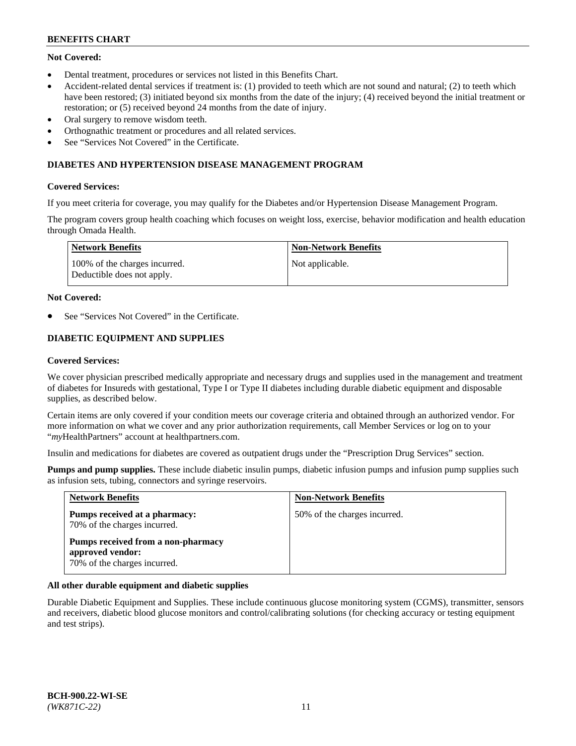**Not Covered:**

- Dental treatment, procedures or services not listed in this Benefits Chart.
- Accident-related dental services if treatment is: (1) provided to teeth which are not sound and natural; (2) to teeth which have been restored; (3) initiated beyond six months from the date of the injury; (4) received beyond the initial treatment or restoration; or (5) received beyond 24 months from the date of injury.
- Oral surgery to remove wisdom teeth.
- Orthognathic treatment or procedures and all related services.
- See "Services Not Covered" in the Certificate.

## DIABETES AND HYPERTENSION DISEASE MANAGEMENT PROGRAM

**Covered Services:**

If you meet criteria for coverage, you may qualify for the Diabetes and/or Hypertension Disease Management Program.

The program covers group health coaching which focuses on weight loss, exercise, behavior modification and health education through Omada Health.

| Network Benefits | Non-Network Benefits |
|---|---|
| 100% of the charges incurred. Deductible does not apply. | Not applicable. |

**Not Covered:**

- See "Services Not Covered" in the Certificate.

## DIABETIC EQUIPMENT AND SUPPLIES

**Covered Services:**

We cover physician prescribed medically appropriate and necessary drugs and supplies used in the management and treatment of diabetes for Insureds with gestational, Type I or Type II diabetes including durable diabetic equipment and disposable supplies, as described below.

Certain items are only covered if your condition meets our coverage criteria and obtained through an authorized vendor. For more information on what we cover and any prior authorization requirements, call Member Services or log on to your "*my*HealthPartners" account at healthpartners.com.

Insulin and medications for diabetes are covered as outpatient drugs under the "Prescription Drug Services" section.

**Pumps and pump supplies.** These include diabetic insulin pumps, diabetic infusion pumps and infusion pump supplies such as infusion sets, tubing, connectors and syringe reservoirs.

| Network Benefits | Non-Network Benefits |
|---|---|
| **Pumps received at a pharmacy:** 70% of the charges incurred.<br><br>**Pumps received from a non-pharmacy approved vendor:** 70% of the charges incurred. | 50% of the charges incurred. |

**All other durable equipment and diabetic supplies**

Durable Diabetic Equipment and Supplies. These include continuous glucose monitoring system (CGMS), transmitter, sensors and receivers, diabetic blood glucose monitors and control/calibrating solutions (for checking accuracy or testing equipment and test strips).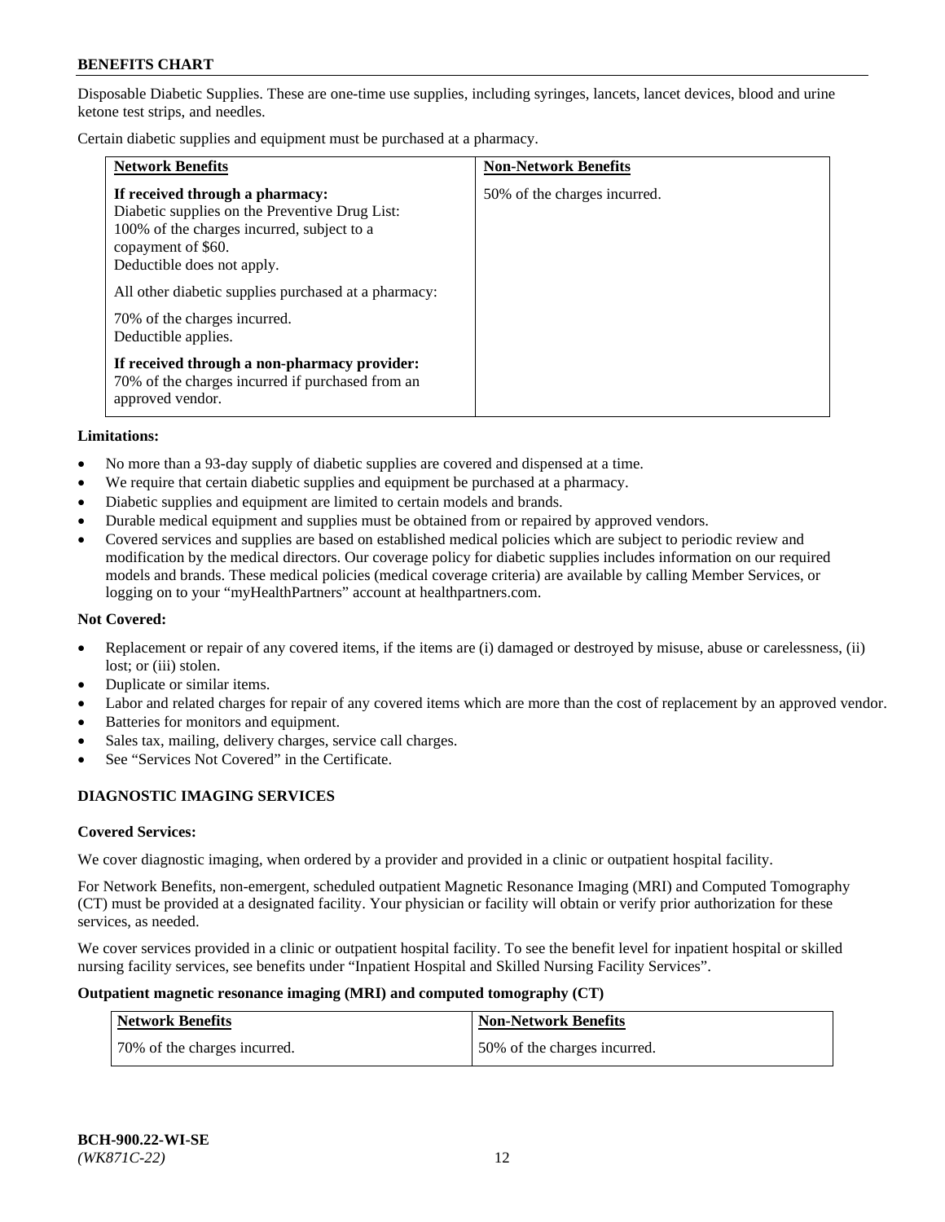Disposable Diabetic Supplies. These are one-time use supplies, including syringes, lancets, lancet devices, blood and urine ketone test strips, and needles.

Certain diabetic supplies and equipment must be purchased at a pharmacy.

| Network Benefits | Non-Network Benefits |
|---|---|
| **If received through a pharmacy:** Diabetic supplies on the Preventive Drug List: 100% of the charges incurred, subject to a copayment of $60. Deductible does not apply.<br><br>All other diabetic supplies purchased at a pharmacy:<br><br>70% of the charges incurred. Deductible applies.<br><br>**If received through a non-pharmacy provider:** 70% of the charges incurred if purchased from an approved vendor. | 50% of the charges incurred. |

**Limitations:**

- No more than a 93-day supply of diabetic supplies are covered and dispensed at a time.
- We require that certain diabetic supplies and equipment be purchased at a pharmacy.
- Diabetic supplies and equipment are limited to certain models and brands.
- Durable medical equipment and supplies must be obtained from or repaired by approved vendors.
- Covered services and supplies are based on established medical policies which are subject to periodic review and modification by the medical directors. Our coverage policy for diabetic supplies includes information on our required models and brands. These medical policies (medical coverage criteria) are available by calling Member Services, or logging on to your "myHealthPartners" account at healthpartners.com.

**Not Covered:**

- Replacement or repair of any covered items, if the items are (i) damaged or destroyed by misuse, abuse or carelessness, (ii) lost; or (iii) stolen.
- Duplicate or similar items.
- Labor and related charges for repair of any covered items which are more than the cost of replacement by an approved vendor.
- Batteries for monitors and equipment.
- Sales tax, mailing, delivery charges, service call charges.
- See "Services Not Covered" in the Certificate.

## DIAGNOSTIC IMAGING SERVICES

**Covered Services:**

We cover diagnostic imaging, when ordered by a provider and provided in a clinic or outpatient hospital facility.

For Network Benefits, non-emergent, scheduled outpatient Magnetic Resonance Imaging (MRI) and Computed Tomography (CT) must be provided at a designated facility. Your physician or facility will obtain or verify prior authorization for these services, as needed.

We cover services provided in a clinic or outpatient hospital facility. To see the benefit level for inpatient hospital or skilled nursing facility services, see benefits under "Inpatient Hospital and Skilled Nursing Facility Services".

**Outpatient magnetic resonance imaging (MRI) and computed tomography (CT)**

| Network Benefits | Non-Network Benefits |
|---|---|
| 70% of the charges incurred. | 50% of the charges incurred. |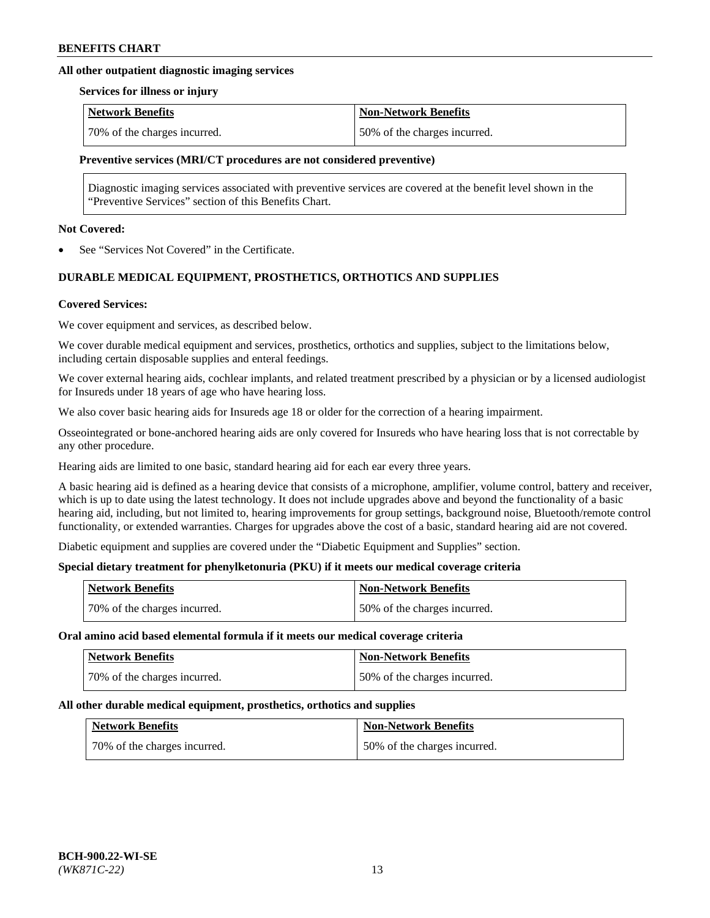#### All other outpatient diagnostic imaging services

**Services for illness or injury**

| Network Benefits | Non-Network Benefits |
| --- | --- |
| 70% of the charges incurred. | 50% of the charges incurred. |

**Preventive services (MRI/CT procedures are not considered preventive)**

Diagnostic imaging services associated with preventive services are covered at the benefit level shown in the "Preventive Services" section of this Benefits Chart.

**Not Covered:**

- See "Services Not Covered" in the Certificate.

### DURABLE MEDICAL EQUIPMENT, PROSTHETICS, ORTHOTICS AND SUPPLIES

**Covered Services:**

We cover equipment and services, as described below.

We cover durable medical equipment and services, prosthetics, orthotics and supplies, subject to the limitations below, including certain disposable supplies and enteral feedings.

We cover external hearing aids, cochlear implants, and related treatment prescribed by a physician or by a licensed audiologist for Insureds under 18 years of age who have hearing loss.

We also cover basic hearing aids for Insureds age 18 or older for the correction of a hearing impairment.

Osseointegrated or bone-anchored hearing aids are only covered for Insureds who have hearing loss that is not correctable by any other procedure.

Hearing aids are limited to one basic, standard hearing aid for each ear every three years.

A basic hearing aid is defined as a hearing device that consists of a microphone, amplifier, volume control, battery and receiver, which is up to date using the latest technology. It does not include upgrades above and beyond the functionality of a basic hearing aid, including, but not limited to, hearing improvements for group settings, background noise, Bluetooth/remote control functionality, or extended warranties. Charges for upgrades above the cost of a basic, standard hearing aid are not covered.

Diabetic equipment and supplies are covered under the "Diabetic Equipment and Supplies" section.

**Special dietary treatment for phenylketonuria (PKU) if it meets our medical coverage criteria**

| Network Benefits | Non-Network Benefits |
| --- | --- |
| 70% of the charges incurred. | 50% of the charges incurred. |

**Oral amino acid based elemental formula if it meets our medical coverage criteria**

| Network Benefits | Non-Network Benefits |
| --- | --- |
| 70% of the charges incurred. | 50% of the charges incurred. |

**All other durable medical equipment, prosthetics, orthotics and supplies**

| Network Benefits | Non-Network Benefits |
| --- | --- |
| 70% of the charges incurred. | 50% of the charges incurred. |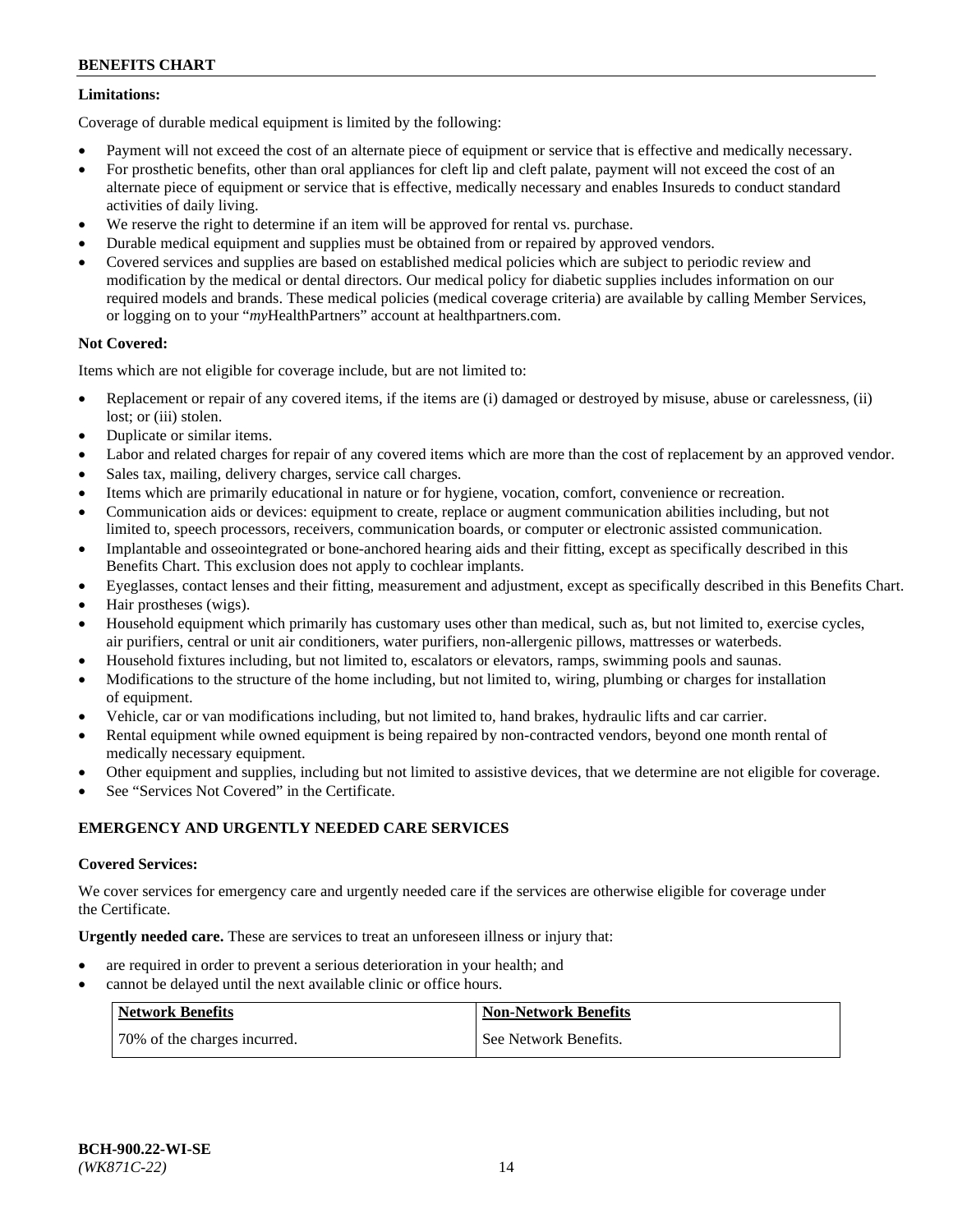**Limitations:**

Coverage of durable medical equipment is limited by the following:

- Payment will not exceed the cost of an alternate piece of equipment or service that is effective and medically necessary.
- For prosthetic benefits, other than oral appliances for cleft lip and cleft palate, payment will not exceed the cost of an alternate piece of equipment or service that is effective, medically necessary and enables Insureds to conduct standard activities of daily living.
- We reserve the right to determine if an item will be approved for rental vs. purchase.
- Durable medical equipment and supplies must be obtained from or repaired by approved vendors.
- Covered services and supplies are based on established medical policies which are subject to periodic review and modification by the medical or dental directors. Our medical policy for diabetic supplies includes information on our required models and brands. These medical policies (medical coverage criteria) are available by calling Member Services, or logging on to your "*my*HealthPartners" account at healthpartners.com.

**Not Covered:**

Items which are not eligible for coverage include, but are not limited to:

- Replacement or repair of any covered items, if the items are (i) damaged or destroyed by misuse, abuse or carelessness, (ii) lost; or (iii) stolen.
- Duplicate or similar items.
- Labor and related charges for repair of any covered items which are more than the cost of replacement by an approved vendor.
- Sales tax, mailing, delivery charges, service call charges.
- Items which are primarily educational in nature or for hygiene, vocation, comfort, convenience or recreation.
- Communication aids or devices: equipment to create, replace or augment communication abilities including, but not limited to, speech processors, receivers, communication boards, or computer or electronic assisted communication.
- Implantable and osseointegrated or bone-anchored hearing aids and their fitting, except as specifically described in this Benefits Chart. This exclusion does not apply to cochlear implants.
- Eyeglasses, contact lenses and their fitting, measurement and adjustment, except as specifically described in this Benefits Chart.
- Hair prostheses (wigs).
- Household equipment which primarily has customary uses other than medical, such as, but not limited to, exercise cycles, air purifiers, central or unit air conditioners, water purifiers, non-allergenic pillows, mattresses or waterbeds.
- Household fixtures including, but not limited to, escalators or elevators, ramps, swimming pools and saunas.
- Modifications to the structure of the home including, but not limited to, wiring, plumbing or charges for installation of equipment.
- Vehicle, car or van modifications including, but not limited to, hand brakes, hydraulic lifts and car carrier.
- Rental equipment while owned equipment is being repaired by non-contracted vendors, beyond one month rental of medically necessary equipment.
- Other equipment and supplies, including but not limited to assistive devices, that we determine are not eligible for coverage.
- See "Services Not Covered" in the Certificate.

## EMERGENCY AND URGENTLY NEEDED CARE SERVICES

**Covered Services:**

We cover services for emergency care and urgently needed care if the services are otherwise eligible for coverage under the Certificate.

**Urgently needed care.** These are services to treat an unforeseen illness or injury that:

- are required in order to prevent a serious deterioration in your health; and
- cannot be delayed until the next available clinic or office hours.

| Network Benefits | Non-Network Benefits |
|---|---|
| 70% of the charges incurred. | See Network Benefits. |

BCH-900.22-WI-SE
*(WK871C-22)*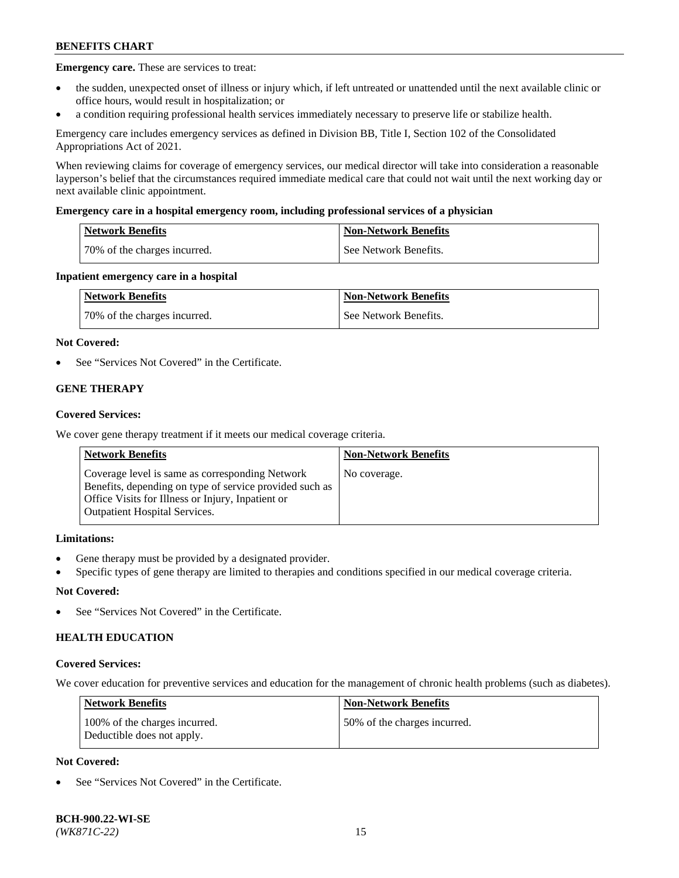**Emergency care.** These are services to treat:

- the sudden, unexpected onset of illness or injury which, if left untreated or unattended until the next available clinic or office hours, would result in hospitalization; or
- a condition requiring professional health services immediately necessary to preserve life or stabilize health.

Emergency care includes emergency services as defined in Division BB, Title I, Section 102 of the Consolidated Appropriations Act of 2021.

When reviewing claims for coverage of emergency services, our medical director will take into consideration a reasonable layperson's belief that the circumstances required immediate medical care that could not wait until the next working day or next available clinic appointment.

**Emergency care in a hospital emergency room, including professional services of a physician**

| Network Benefits | Non-Network Benefits |
|---|---|
| 70% of the charges incurred. | See Network Benefits. |

**Inpatient emergency care in a hospital**

| Network Benefits | Non-Network Benefits |
|---|---|
| 70% of the charges incurred. | See Network Benefits. |

**Not Covered:**

- See "Services Not Covered" in the Certificate.

### GENE THERAPY

**Covered Services:**

We cover gene therapy treatment if it meets our medical coverage criteria.

| Network Benefits | Non-Network Benefits |
|---|---|
| Coverage level is same as corresponding Network Benefits, depending on type of service provided such as Office Visits for Illness or Injury, Inpatient or Outpatient Hospital Services. | No coverage. |

**Limitations:**

- Gene therapy must be provided by a designated provider.
- Specific types of gene therapy are limited to therapies and conditions specified in our medical coverage criteria.

**Not Covered:**

- See "Services Not Covered" in the Certificate.

### HEALTH EDUCATION

**Covered Services:**

We cover education for preventive services and education for the management of chronic health problems (such as diabetes).

| Network Benefits | Non-Network Benefits |
|---|---|
| 100% of the charges incurred. Deductible does not apply. | 50% of the charges incurred. |

**Not Covered:**

- See "Services Not Covered" in the Certificate.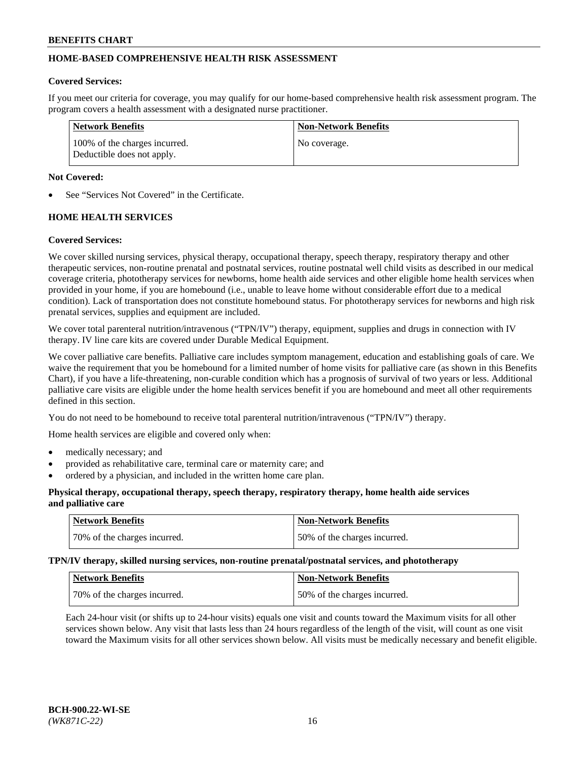## HOME-BASED COMPREHENSIVE HEALTH RISK ASSESSMENT

**Covered Services:**

If you meet our criteria for coverage, you may qualify for our home-based comprehensive health risk assessment program. The program covers a health assessment with a designated nurse practitioner.

| Network Benefits | Non-Network Benefits |
|---|---|
| 100% of the charges incurred. Deductible does not apply. | No coverage. |

**Not Covered:**

- See "Services Not Covered" in the Certificate.

## HOME HEALTH SERVICES

**Covered Services:**

We cover skilled nursing services, physical therapy, occupational therapy, speech therapy, respiratory therapy and other therapeutic services, non-routine prenatal and postnatal services, routine postnatal well child visits as described in our medical coverage criteria, phototherapy services for newborns, home health aide services and other eligible home health services when provided in your home, if you are homebound (i.e., unable to leave home without considerable effort due to a medical condition). Lack of transportation does not constitute homebound status. For phototherapy services for newborns and high risk prenatal services, supplies and equipment are included.

We cover total parenteral nutrition/intravenous ("TPN/IV") therapy, equipment, supplies and drugs in connection with IV therapy. IV line care kits are covered under Durable Medical Equipment.

We cover palliative care benefits. Palliative care includes symptom management, education and establishing goals of care. We waive the requirement that you be homebound for a limited number of home visits for palliative care (as shown in this Benefits Chart), if you have a life-threatening, non-curable condition which has a prognosis of survival of two years or less. Additional palliative care visits are eligible under the home health services benefit if you are homebound and meet all other requirements defined in this section.

You do not need to be homebound to receive total parenteral nutrition/intravenous ("TPN/IV") therapy.

Home health services are eligible and covered only when:

- medically necessary; and
- provided as rehabilitative care, terminal care or maternity care; and
- ordered by a physician, and included in the written home care plan.

**Physical therapy, occupational therapy, speech therapy, respiratory therapy, home health aide services and palliative care**

| Network Benefits | Non-Network Benefits |
|---|---|
| 70% of the charges incurred. | 50% of the charges incurred. |

**TPN/IV therapy, skilled nursing services, non-routine prenatal/postnatal services, and phototherapy**

| Network Benefits | Non-Network Benefits |
|---|---|
| 70% of the charges incurred. | 50% of the charges incurred. |

Each 24-hour visit (or shifts up to 24-hour visits) equals one visit and counts toward the Maximum visits for all other services shown below. Any visit that lasts less than 24 hours regardless of the length of the visit, will count as one visit toward the Maximum visits for all other services shown below. All visits must be medically necessary and benefit eligible.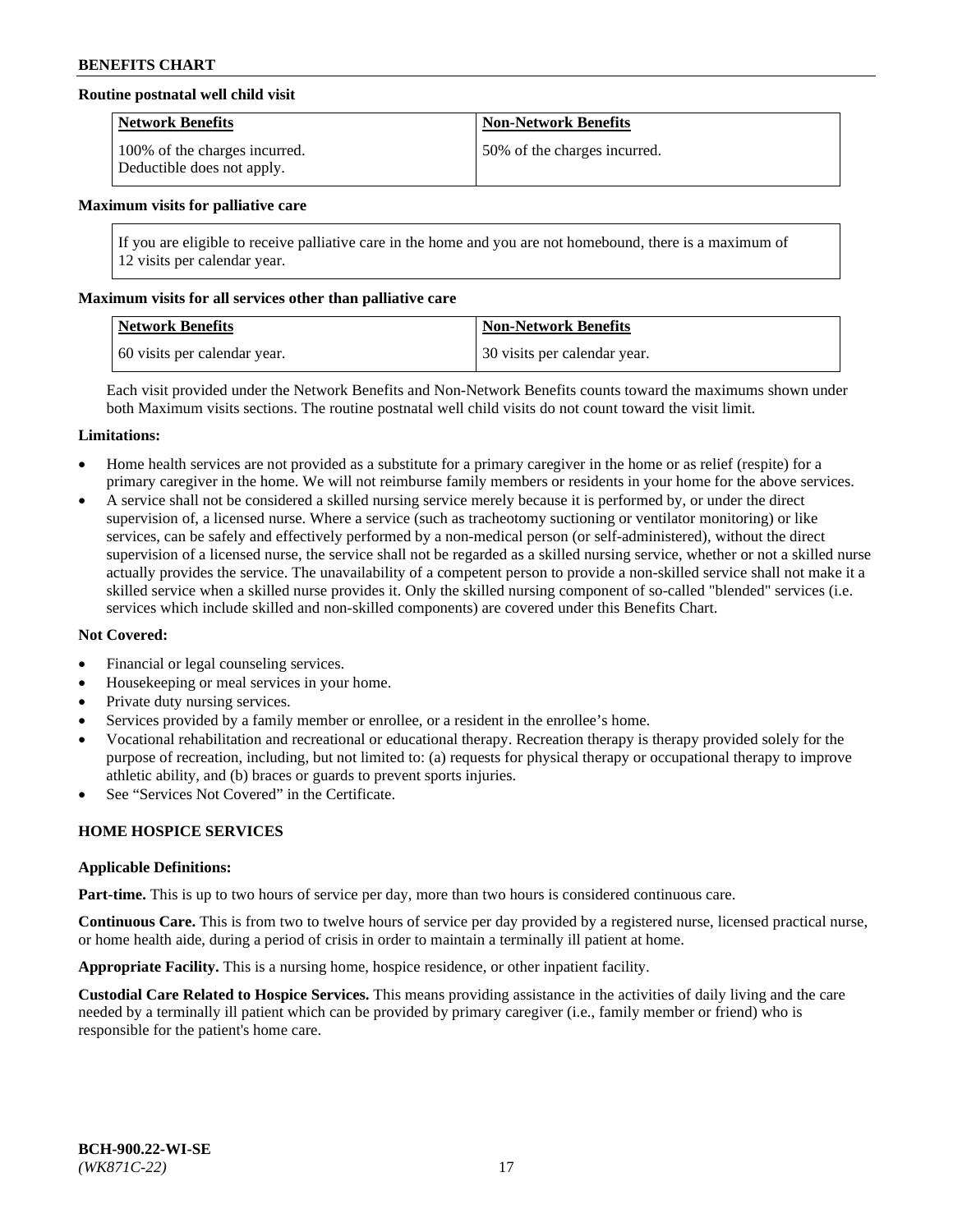#### Routine postnatal well child visit

| Network Benefits | Non-Network Benefits |
| --- | --- |
| 100% of the charges incurred.<br>Deductible does not apply. | 50% of the charges incurred. |

#### Maximum visits for palliative care

| |
| --- |
| If you are eligible to receive palliative care in the home and you are not homebound, there is a maximum of 12 visits per calendar year. |

#### Maximum visits for all services other than palliative care

| Network Benefits | Non-Network Benefits |
| --- | --- |
| 60 visits per calendar year. | 30 visits per calendar year. |

Each visit provided under the Network Benefits and Non-Network Benefits counts toward the maximums shown under both Maximum visits sections. The routine postnatal well child visits do not count toward the visit limit.

**Limitations:**

- Home health services are not provided as a substitute for a primary caregiver in the home or as relief (respite) for a primary caregiver in the home. We will not reimburse family members or residents in your home for the above services.
- A service shall not be considered a skilled nursing service merely because it is performed by, or under the direct supervision of, a licensed nurse. Where a service (such as tracheotomy suctioning or ventilator monitoring) or like services, can be safely and effectively performed by a non-medical person (or self-administered), without the direct supervision of a licensed nurse, the service shall not be regarded as a skilled nursing service, whether or not a skilled nurse actually provides the service. The unavailability of a competent person to provide a non-skilled service shall not make it a skilled service when a skilled nurse provides it. Only the skilled nursing component of so-called "blended" services (i.e. services which include skilled and non-skilled components) are covered under this Benefits Chart.

**Not Covered:**

- Financial or legal counseling services.
- Housekeeping or meal services in your home.
- Private duty nursing services.
- Services provided by a family member or enrollee, or a resident in the enrollee's home.
- Vocational rehabilitation and recreational or educational therapy. Recreation therapy is therapy provided solely for the purpose of recreation, including, but not limited to: (a) requests for physical therapy or occupational therapy to improve athletic ability, and (b) braces or guards to prevent sports injuries.
- See "Services Not Covered" in the Certificate.

### HOME HOSPICE SERVICES

**Applicable Definitions:**

**Part-time.** This is up to two hours of service per day, more than two hours is considered continuous care.

**Continuous Care.** This is from two to twelve hours of service per day provided by a registered nurse, licensed practical nurse, or home health aide, during a period of crisis in order to maintain a terminally ill patient at home.

**Appropriate Facility.** This is a nursing home, hospice residence, or other inpatient facility.

**Custodial Care Related to Hospice Services.** This means providing assistance in the activities of daily living and the care needed by a terminally ill patient which can be provided by primary caregiver (i.e., family member or friend) who is responsible for the patient's home care.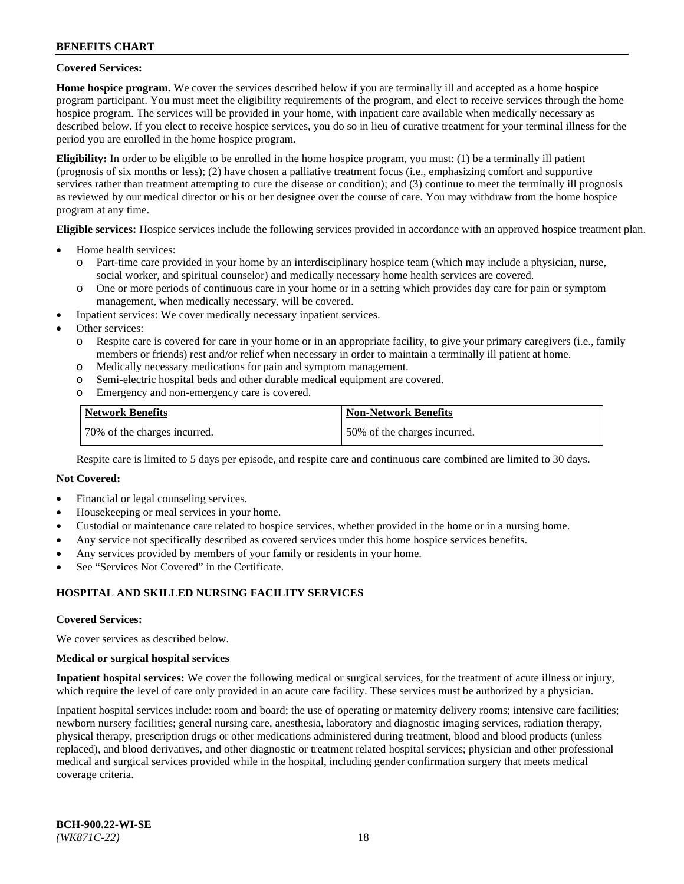**Covered Services:**

**Home hospice program.** We cover the services described below if you are terminally ill and accepted as a home hospice program participant. You must meet the eligibility requirements of the program, and elect to receive services through the home hospice program. The services will be provided in your home, with inpatient care available when medically necessary as described below. If you elect to receive hospice services, you do so in lieu of curative treatment for your terminal illness for the period you are enrolled in the home hospice program.

**Eligibility:** In order to be eligible to be enrolled in the home hospice program, you must: (1) be a terminally ill patient (prognosis of six months or less); (2) have chosen a palliative treatment focus (i.e., emphasizing comfort and supportive services rather than treatment attempting to cure the disease or condition); and (3) continue to meet the terminally ill prognosis as reviewed by our medical director or his or her designee over the course of care. You may withdraw from the home hospice program at any time.

**Eligible services:** Hospice services include the following services provided in accordance with an approved hospice treatment plan.

- Home health services:
  - Part-time care provided in your home by an interdisciplinary hospice team (which may include a physician, nurse, social worker, and spiritual counselor) and medically necessary home health services are covered.
  - One or more periods of continuous care in your home or in a setting which provides day care for pain or symptom management, when medically necessary, will be covered.
- Inpatient services: We cover medically necessary inpatient services.
- Other services:
  - Respite care is covered for care in your home or in an appropriate facility, to give your primary caregivers (i.e., family members or friends) rest and/or relief when necessary in order to maintain a terminally ill patient at home.
  - Medically necessary medications for pain and symptom management.
  - Semi-electric hospital beds and other durable medical equipment are covered.
  - Emergency and non-emergency care is covered.

| Network Benefits | Non-Network Benefits |
|---|---|
| 70% of the charges incurred. | 50% of the charges incurred. |

Respite care is limited to 5 days per episode, and respite care and continuous care combined are limited to 30 days.

**Not Covered:**

- Financial or legal counseling services.
- Housekeeping or meal services in your home.
- Custodial or maintenance care related to hospice services, whether provided in the home or in a nursing home.
- Any service not specifically described as covered services under this home hospice services benefits.
- Any services provided by members of your family or residents in your home.
- See "Services Not Covered" in the Certificate.

## HOSPITAL AND SKILLED NURSING FACILITY SERVICES

**Covered Services:**

We cover services as described below.

**Medical or surgical hospital services**

**Inpatient hospital services:** We cover the following medical or surgical services, for the treatment of acute illness or injury, which require the level of care only provided in an acute care facility. These services must be authorized by a physician.

Inpatient hospital services include: room and board; the use of operating or maternity delivery rooms; intensive care facilities; newborn nursery facilities; general nursing care, anesthesia, laboratory and diagnostic imaging services, radiation therapy, physical therapy, prescription drugs or other medications administered during treatment, blood and blood products (unless replaced), and blood derivatives, and other diagnostic or treatment related hospital services; physician and other professional medical and surgical services provided while in the hospital, including gender confirmation surgery that meets medical coverage criteria.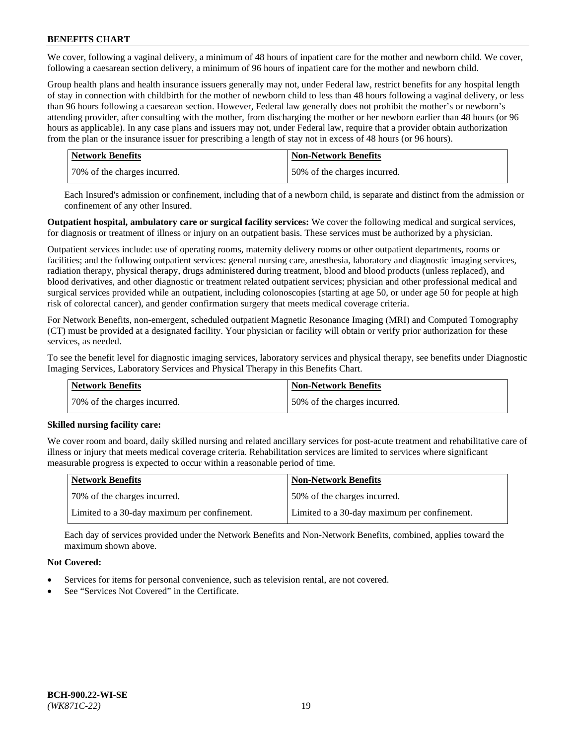We cover, following a vaginal delivery, a minimum of 48 hours of inpatient care for the mother and newborn child. We cover, following a caesarean section delivery, a minimum of 96 hours of inpatient care for the mother and newborn child.

Group health plans and health insurance issuers generally may not, under Federal law, restrict benefits for any hospital length of stay in connection with childbirth for the mother of newborn child to less than 48 hours following a vaginal delivery, or less than 96 hours following a caesarean section. However, Federal law generally does not prohibit the mother's or newborn's attending provider, after consulting with the mother, from discharging the mother or her newborn earlier than 48 hours (or 96 hours as applicable). In any case plans and issuers may not, under Federal law, require that a provider obtain authorization from the plan or the insurance issuer for prescribing a length of stay not in excess of 48 hours (or 96 hours).

| Network Benefits | Non-Network Benefits |
|---|---|
| 70% of the charges incurred. | 50% of the charges incurred. |

Each Insured's admission or confinement, including that of a newborn child, is separate and distinct from the admission or confinement of any other Insured.

**Outpatient hospital, ambulatory care or surgical facility services:** We cover the following medical and surgical services, for diagnosis or treatment of illness or injury on an outpatient basis. These services must be authorized by a physician.

Outpatient services include: use of operating rooms, maternity delivery rooms or other outpatient departments, rooms or facilities; and the following outpatient services: general nursing care, anesthesia, laboratory and diagnostic imaging services, radiation therapy, physical therapy, drugs administered during treatment, blood and blood products (unless replaced), and blood derivatives, and other diagnostic or treatment related outpatient services; physician and other professional medical and surgical services provided while an outpatient, including colonoscopies (starting at age 50, or under age 50 for people at high risk of colorectal cancer), and gender confirmation surgery that meets medical coverage criteria.

For Network Benefits, non-emergent, scheduled outpatient Magnetic Resonance Imaging (MRI) and Computed Tomography (CT) must be provided at a designated facility. Your physician or facility will obtain or verify prior authorization for these services, as needed.

To see the benefit level for diagnostic imaging services, laboratory services and physical therapy, see benefits under Diagnostic Imaging Services, Laboratory Services and Physical Therapy in this Benefits Chart.

| Network Benefits | Non-Network Benefits |
|---|---|
| 70% of the charges incurred. | 50% of the charges incurred. |

**Skilled nursing facility care:**

We cover room and board, daily skilled nursing and related ancillary services for post-acute treatment and rehabilitative care of illness or injury that meets medical coverage criteria. Rehabilitation services are limited to services where significant measurable progress is expected to occur within a reasonable period of time.

| Network Benefits | Non-Network Benefits |
|---|---|
| 70% of the charges incurred. | 50% of the charges incurred. |
| Limited to a 30-day maximum per confinement. | Limited to a 30-day maximum per confinement. |

Each day of services provided under the Network Benefits and Non-Network Benefits, combined, applies toward the maximum shown above.

**Not Covered:**

- Services for items for personal convenience, such as television rental, are not covered.
- See "Services Not Covered" in the Certificate.

**BCH-900.22-WI-SE**
*(WK871C-22)*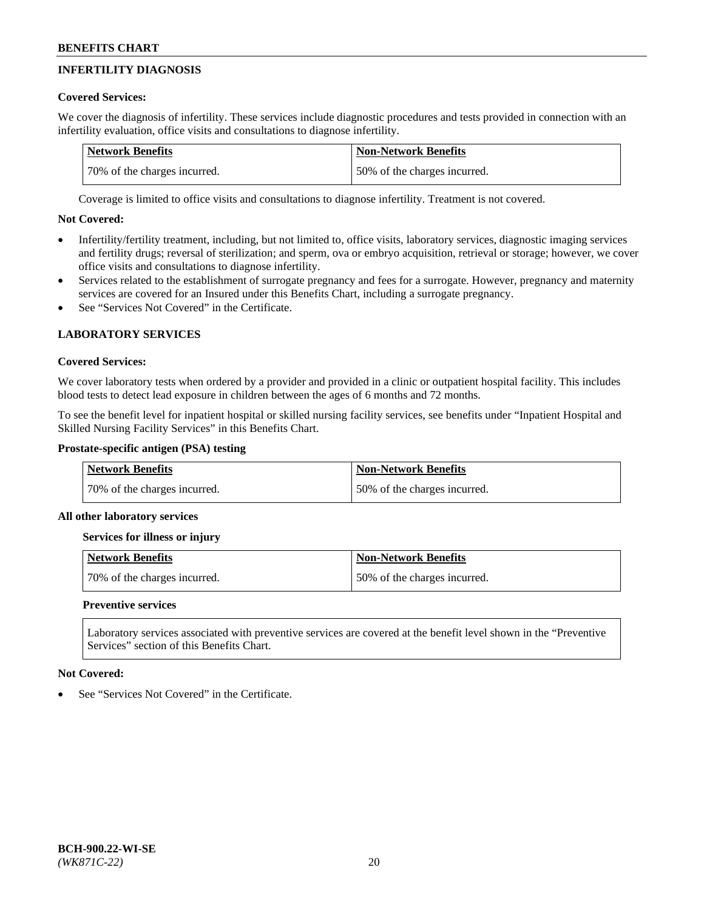## INFERTILITY DIAGNOSIS

**Covered Services:**

We cover the diagnosis of infertility. These services include diagnostic procedures and tests provided in connection with an infertility evaluation, office visits and consultations to diagnose infertility.

| Network Benefits | Non-Network Benefits |
|---|---|
| 70% of the charges incurred. | 50% of the charges incurred. |

Coverage is limited to office visits and consultations to diagnose infertility. Treatment is not covered.

**Not Covered:**

- Infertility/fertility treatment, including, but not limited to, office visits, laboratory services, diagnostic imaging services and fertility drugs; reversal of sterilization; and sperm, ova or embryo acquisition, retrieval or storage; however, we cover office visits and consultations to diagnose infertility.
- Services related to the establishment of surrogate pregnancy and fees for a surrogate. However, pregnancy and maternity services are covered for an Insured under this Benefits Chart, including a surrogate pregnancy.
- See "Services Not Covered" in the Certificate.

## LABORATORY SERVICES

**Covered Services:**

We cover laboratory tests when ordered by a provider and provided in a clinic or outpatient hospital facility. This includes blood tests to detect lead exposure in children between the ages of 6 months and 72 months.

To see the benefit level for inpatient hospital or skilled nursing facility services, see benefits under "Inpatient Hospital and Skilled Nursing Facility Services" in this Benefits Chart.

**Prostate-specific antigen (PSA) testing**

| Network Benefits | Non-Network Benefits |
|---|---|
| 70% of the charges incurred. | 50% of the charges incurred. |

**All other laboratory services**

**Services for illness or injury**

| Network Benefits | Non-Network Benefits |
|---|---|
| 70% of the charges incurred. | 50% of the charges incurred. |

**Preventive services**

Laboratory services associated with preventive services are covered at the benefit level shown in the "Preventive Services" section of this Benefits Chart.

**Not Covered:**

- See "Services Not Covered" in the Certificate.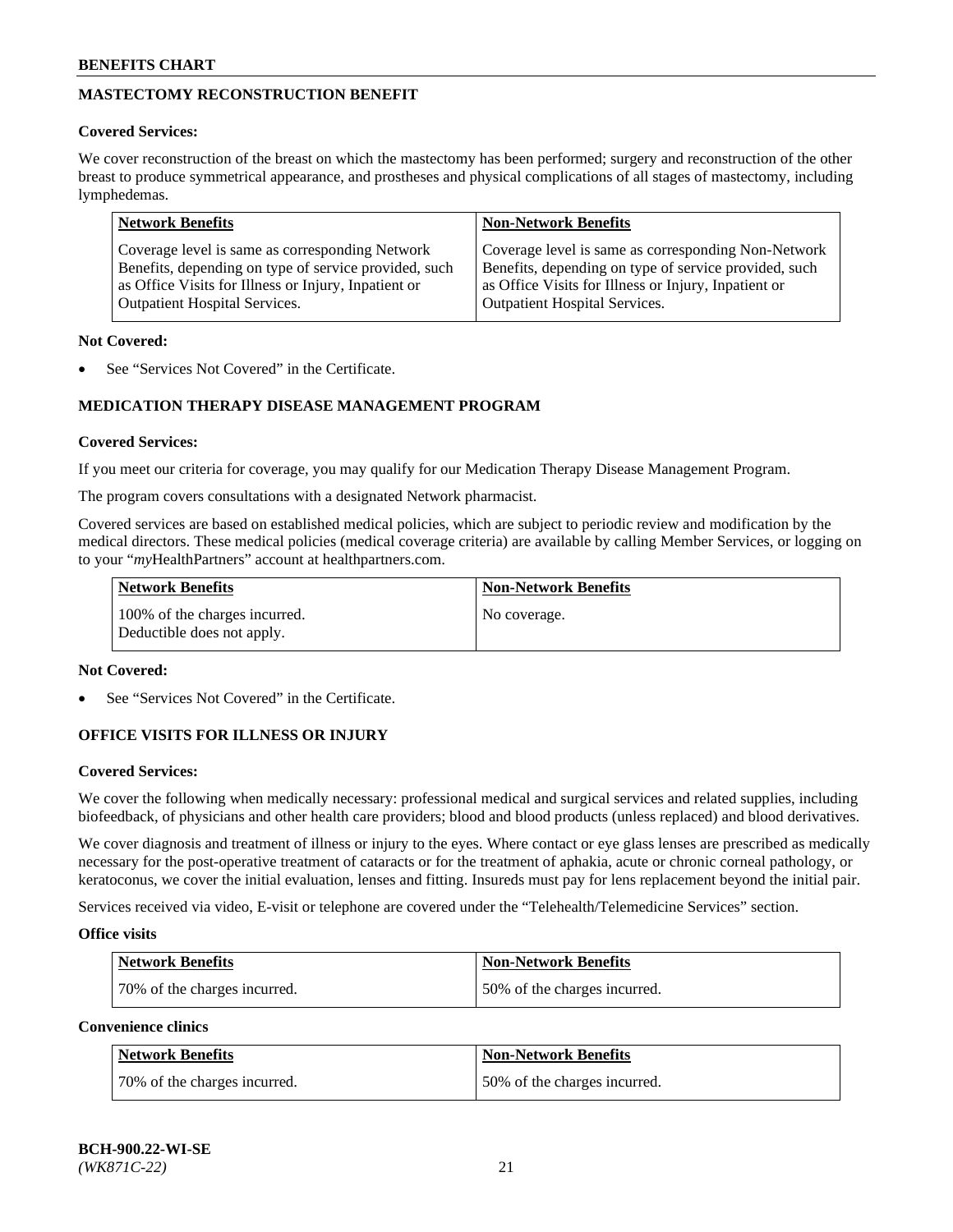## MASTECTOMY RECONSTRUCTION BENEFIT

**Covered Services:**

We cover reconstruction of the breast on which the mastectomy has been performed; surgery and reconstruction of the other breast to produce symmetrical appearance, and prostheses and physical complications of all stages of mastectomy, including lymphedemas.

| Network Benefits | Non-Network Benefits |
|---|---|
| Coverage level is same as corresponding Network Benefits, depending on type of service provided, such as Office Visits for Illness or Injury, Inpatient or Outpatient Hospital Services. | Coverage level is same as corresponding Non-Network Benefits, depending on type of service provided, such as Office Visits for Illness or Injury, Inpatient or Outpatient Hospital Services. |

**Not Covered:**

- See "Services Not Covered" in the Certificate.

## MEDICATION THERAPY DISEASE MANAGEMENT PROGRAM

**Covered Services:**

If you meet our criteria for coverage, you may qualify for our Medication Therapy Disease Management Program.

The program covers consultations with a designated Network pharmacist.

Covered services are based on established medical policies, which are subject to periodic review and modification by the medical directors. These medical policies (medical coverage criteria) are available by calling Member Services, or logging on to your "*my*HealthPartners" account at healthpartners.com.

| Network Benefits | Non-Network Benefits |
|---|---|
| 100% of the charges incurred. Deductible does not apply. | No coverage. |

**Not Covered:**

- See "Services Not Covered" in the Certificate.

## OFFICE VISITS FOR ILLNESS OR INJURY

**Covered Services:**

We cover the following when medically necessary: professional medical and surgical services and related supplies, including biofeedback, of physicians and other health care providers; blood and blood products (unless replaced) and blood derivatives.

We cover diagnosis and treatment of illness or injury to the eyes. Where contact or eye glass lenses are prescribed as medically necessary for the post-operative treatment of cataracts or for the treatment of aphakia, acute or chronic corneal pathology, or keratoconus, we cover the initial evaluation, lenses and fitting. Insureds must pay for lens replacement beyond the initial pair.

Services received via video, E-visit or telephone are covered under the "Telehealth/Telemedicine Services" section.

**Office visits**

| Network Benefits | Non-Network Benefits |
|---|---|
| 70% of the charges incurred. | 50% of the charges incurred. |

**Convenience clinics**

| Network Benefits | Non-Network Benefits |
|---|---|
| 70% of the charges incurred. | 50% of the charges incurred. |

**BCH-900.22-WI-SE**
*(WK871C-22)*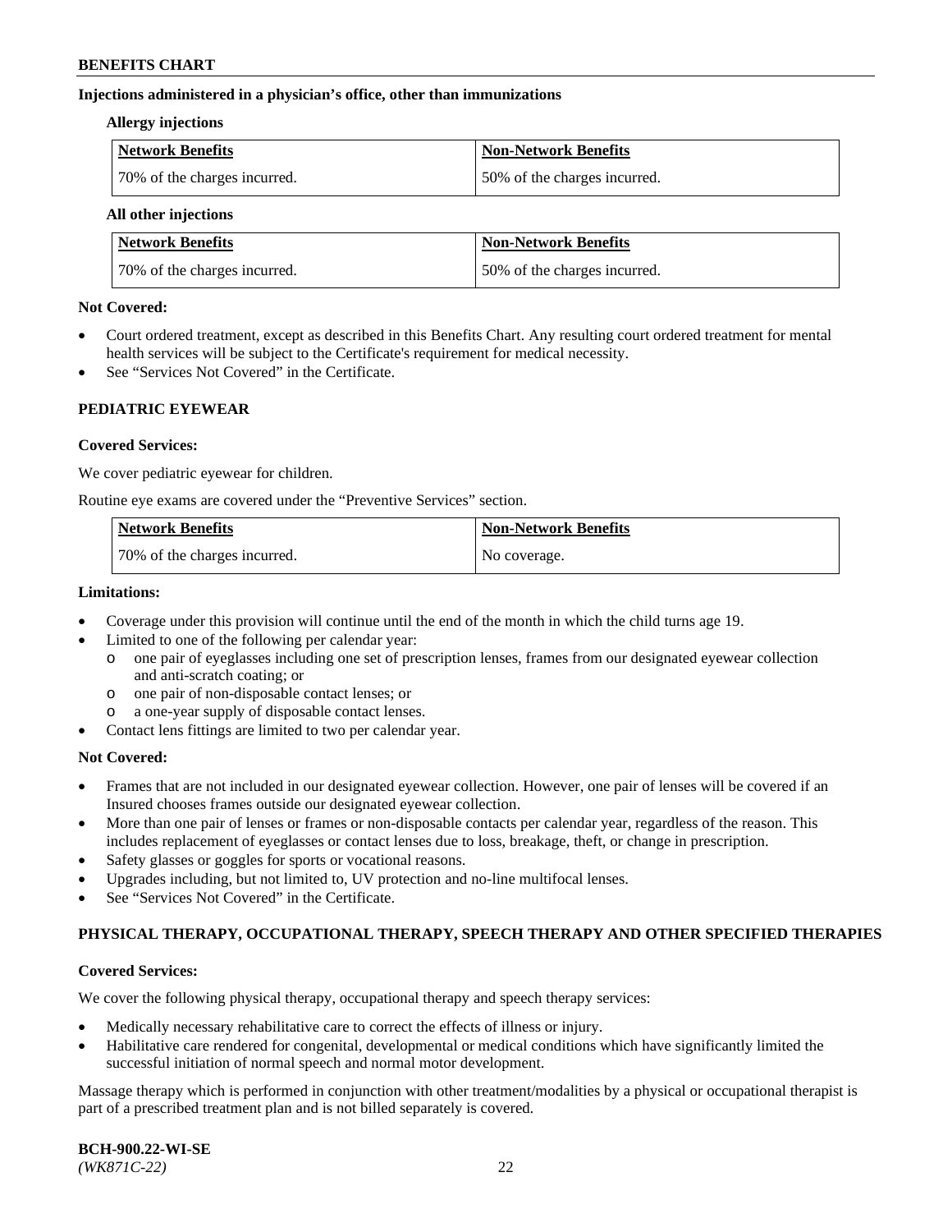### Injections administered in a physician's office, other than immunizations

**Allergy injections**

| Network Benefits | Non-Network Benefits |
|---|---|
| 70% of the charges incurred. | 50% of the charges incurred. |

**All other injections**

| Network Benefits | Non-Network Benefits |
|---|---|
| 70% of the charges incurred. | 50% of the charges incurred. |

**Not Covered:**

- Court ordered treatment, except as described in this Benefits Chart. Any resulting court ordered treatment for mental health services will be subject to the Certificate's requirement for medical necessity.
- See "Services Not Covered" in the Certificate.

## PEDIATRIC EYEWEAR

**Covered Services:**

We cover pediatric eyewear for children.

Routine eye exams are covered under the "Preventive Services" section.

| Network Benefits | Non-Network Benefits |
|---|---|
| 70% of the charges incurred. | No coverage. |

**Limitations:**

- Coverage under this provision will continue until the end of the month in which the child turns age 19.
- Limited to one of the following per calendar year:
  - one pair of eyeglasses including one set of prescription lenses, frames from our designated eyewear collection and anti-scratch coating; or
  - one pair of non-disposable contact lenses; or
  - a one-year supply of disposable contact lenses.
- Contact lens fittings are limited to two per calendar year.

**Not Covered:**

- Frames that are not included in our designated eyewear collection. However, one pair of lenses will be covered if an Insured chooses frames outside our designated eyewear collection.
- More than one pair of lenses or frames or non-disposable contacts per calendar year, regardless of the reason. This includes replacement of eyeglasses or contact lenses due to loss, breakage, theft, or change in prescription.
- Safety glasses or goggles for sports or vocational reasons.
- Upgrades including, but not limited to, UV protection and no-line multifocal lenses.
- See "Services Not Covered" in the Certificate.

## PHYSICAL THERAPY, OCCUPATIONAL THERAPY, SPEECH THERAPY AND OTHER SPECIFIED THERAPIES

**Covered Services:**

We cover the following physical therapy, occupational therapy and speech therapy services:

- Medically necessary rehabilitative care to correct the effects of illness or injury.
- Habilitative care rendered for congenital, developmental or medical conditions which have significantly limited the successful initiation of normal speech and normal motor development.

Massage therapy which is performed in conjunction with other treatment/modalities by a physical or occupational therapist is part of a prescribed treatment plan and is not billed separately is covered.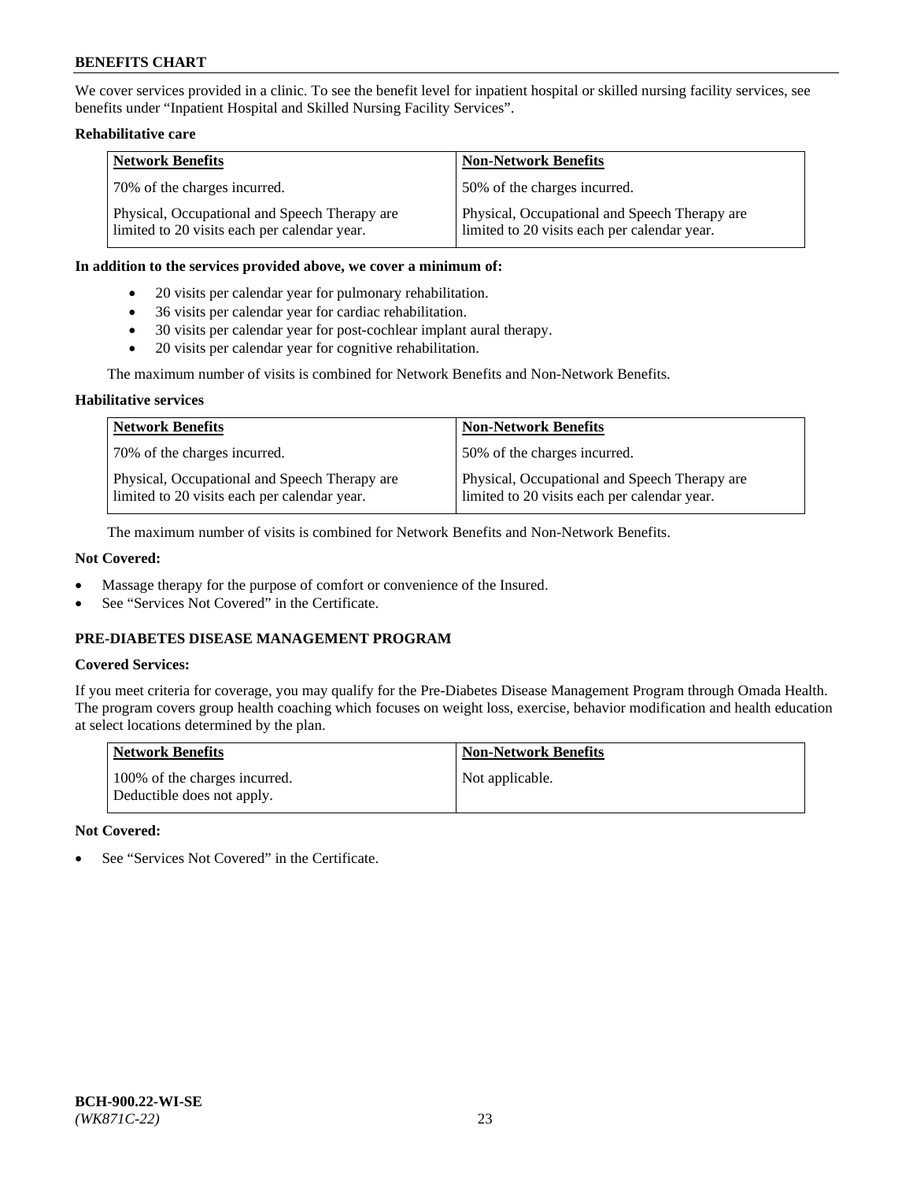We cover services provided in a clinic. To see the benefit level for inpatient hospital or skilled nursing facility services, see benefits under "Inpatient Hospital and Skilled Nursing Facility Services".

**Rehabilitative care**

| Network Benefits | Non-Network Benefits |
|---|---|
| 70% of the charges incurred. | 50% of the charges incurred. |
| Physical, Occupational and Speech Therapy are limited to 20 visits each per calendar year. | Physical, Occupational and Speech Therapy are limited to 20 visits each per calendar year. |

**In addition to the services provided above, we cover a minimum of:**

- 20 visits per calendar year for pulmonary rehabilitation.
- 36 visits per calendar year for cardiac rehabilitation.
- 30 visits per calendar year for post-cochlear implant aural therapy.
- 20 visits per calendar year for cognitive rehabilitation.

The maximum number of visits is combined for Network Benefits and Non-Network Benefits.

**Habilitative services**

| Network Benefits | Non-Network Benefits |
|---|---|
| 70% of the charges incurred. | 50% of the charges incurred. |
| Physical, Occupational and Speech Therapy are limited to 20 visits each per calendar year. | Physical, Occupational and Speech Therapy are limited to 20 visits each per calendar year. |

The maximum number of visits is combined for Network Benefits and Non-Network Benefits.

**Not Covered:**

- Massage therapy for the purpose of comfort or convenience of the Insured.
- See "Services Not Covered" in the Certificate.

## PRE-DIABETES DISEASE MANAGEMENT PROGRAM

**Covered Services:**

If you meet criteria for coverage, you may qualify for the Pre-Diabetes Disease Management Program through Omada Health. The program covers group health coaching which focuses on weight loss, exercise, behavior modification and health education at select locations determined by the plan.

| Network Benefits | Non-Network Benefits |
|---|---|
| 100% of the charges incurred. Deductible does not apply. | Not applicable. |

**Not Covered:**

- See "Services Not Covered" in the Certificate.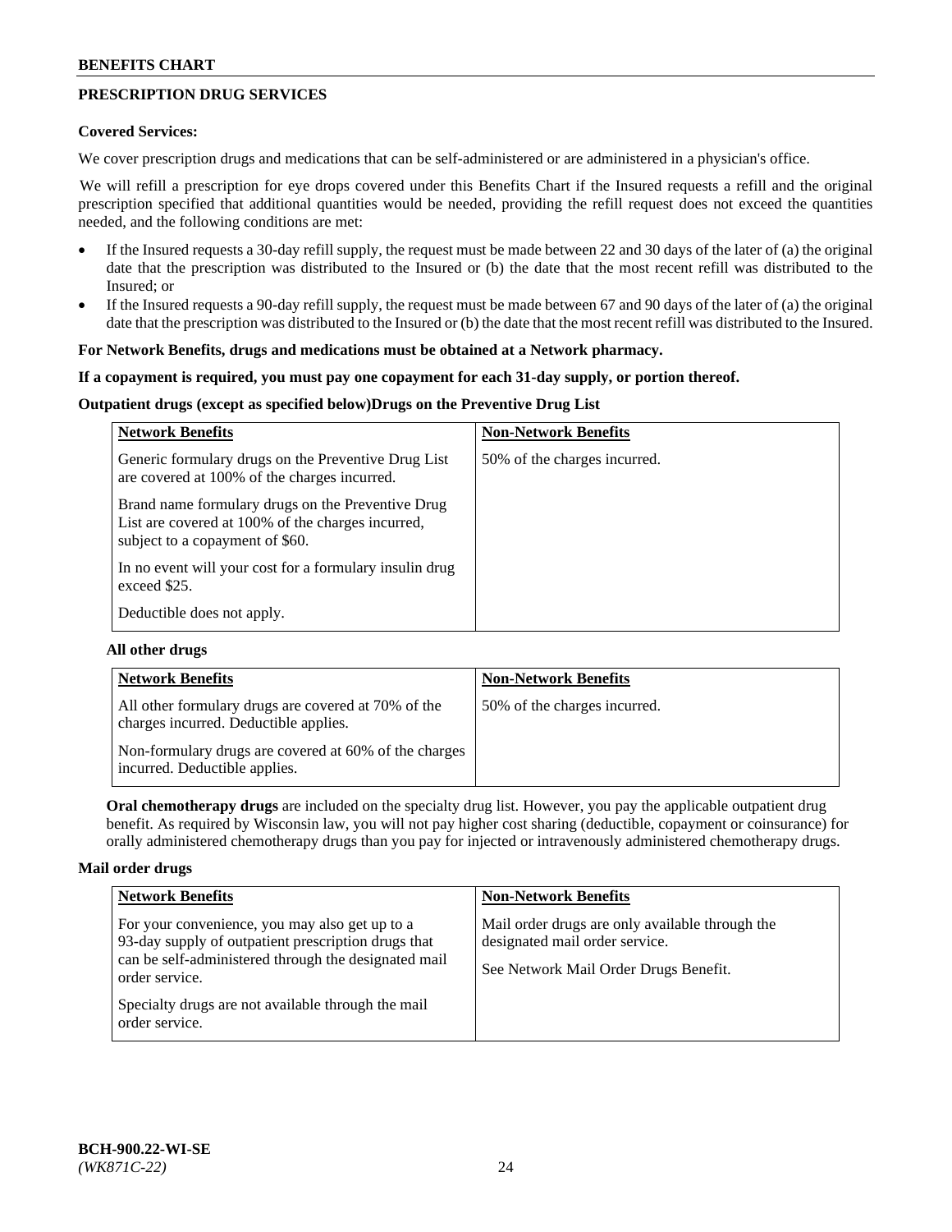## PRESCRIPTION DRUG SERVICES

**Covered Services:**

We cover prescription drugs and medications that can be self-administered or are administered in a physician's office.

We will refill a prescription for eye drops covered under this Benefits Chart if the Insured requests a refill and the original prescription specified that additional quantities would be needed, providing the refill request does not exceed the quantities needed, and the following conditions are met:

- If the Insured requests a 30-day refill supply, the request must be made between 22 and 30 days of the later of (a) the original date that the prescription was distributed to the Insured or (b) the date that the most recent refill was distributed to the Insured; or
- If the Insured requests a 90-day refill supply, the request must be made between 67 and 90 days of the later of (a) the original date that the prescription was distributed to the Insured or (b) the date that the most recent refill was distributed to the Insured.

**For Network Benefits, drugs and medications must be obtained at a Network pharmacy.**

**If a copayment is required, you must pay one copayment for each 31-day supply, or portion thereof.**

**Outpatient drugs (except as specified below)Drugs on the Preventive Drug List**

| Network Benefits | Non-Network Benefits |
|---|---|
| Generic formulary drugs on the Preventive Drug List are covered at 100% of the charges incurred.<br><br>Brand name formulary drugs on the Preventive Drug List are covered at 100% of the charges incurred, subject to a copayment of $60.<br><br>In no event will your cost for a formulary insulin drug exceed $25.<br><br>Deductible does not apply. | 50% of the charges incurred. |

**All other drugs**

| Network Benefits | Non-Network Benefits |
|---|---|
| All other formulary drugs are covered at 70% of the charges incurred. Deductible applies.<br><br>Non-formulary drugs are covered at 60% of the charges incurred. Deductible applies. | 50% of the charges incurred. |

**Oral chemotherapy drugs** are included on the specialty drug list. However, you pay the applicable outpatient drug benefit. As required by Wisconsin law, you will not pay higher cost sharing (deductible, copayment or coinsurance) for orally administered chemotherapy drugs than you pay for injected or intravenously administered chemotherapy drugs.

**Mail order drugs**

| Network Benefits | Non-Network Benefits |
|---|---|
| For your convenience, you may also get up to a 93-day supply of outpatient prescription drugs that can be self-administered through the designated mail order service.<br><br>Specialty drugs are not available through the mail order service. | Mail order drugs are only available through the designated mail order service.<br><br>See Network Mail Order Drugs Benefit. |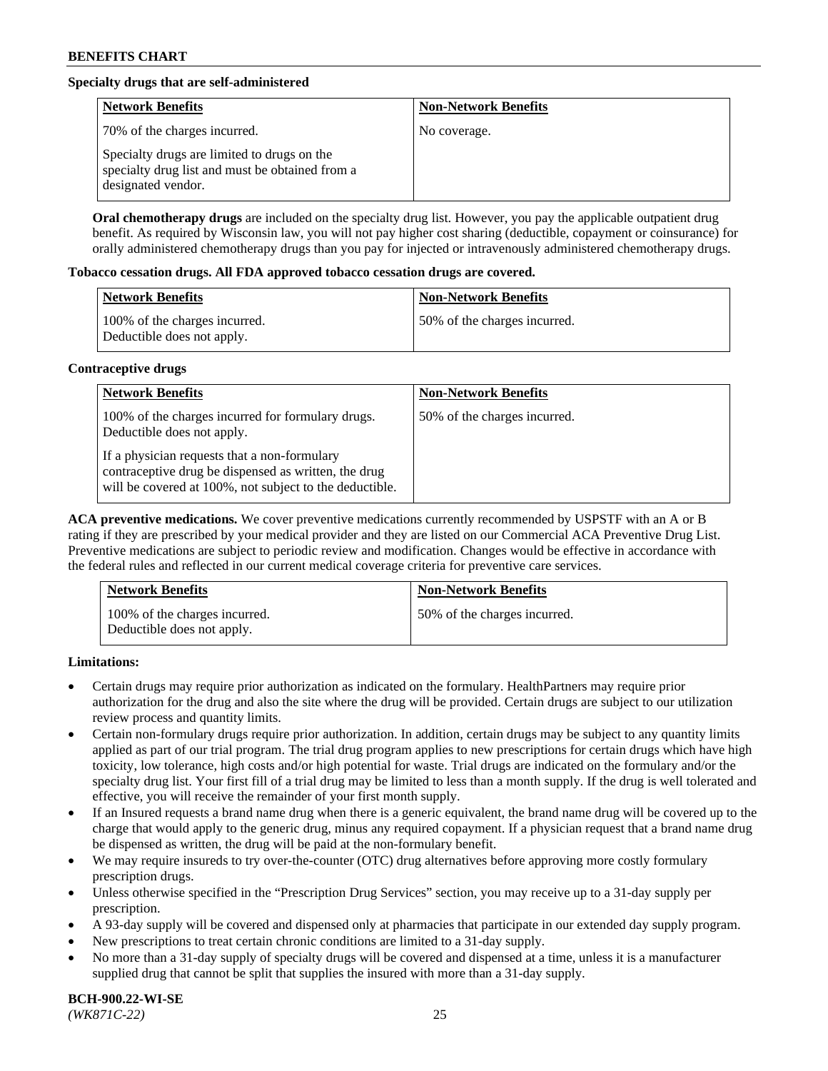**Specialty drugs that are self-administered**

| Network Benefits | Non-Network Benefits |
|---|---|
| 70% of the charges incurred.<br><br>Specialty drugs are limited to drugs on the specialty drug list and must be obtained from a designated vendor. | No coverage. |

**Oral chemotherapy drugs** are included on the specialty drug list. However, you pay the applicable outpatient drug benefit. As required by Wisconsin law, you will not pay higher cost sharing (deductible, copayment or coinsurance) for orally administered chemotherapy drugs than you pay for injected or intravenously administered chemotherapy drugs.

**Tobacco cessation drugs. All FDA approved tobacco cessation drugs are covered.**

| Network Benefits | Non-Network Benefits |
|---|---|
| 100% of the charges incurred.<br>Deductible does not apply. | 50% of the charges incurred. |

**Contraceptive drugs**

| Network Benefits | Non-Network Benefits |
|---|---|
| 100% of the charges incurred for formulary drugs. Deductible does not apply.<br><br>If a physician requests that a non-formulary contraceptive drug be dispensed as written, the drug will be covered at 100%, not subject to the deductible. | 50% of the charges incurred. |

**ACA preventive medications.** We cover preventive medications currently recommended by USPSTF with an A or B rating if they are prescribed by your medical provider and they are listed on our Commercial ACA Preventive Drug List. Preventive medications are subject to periodic review and modification. Changes would be effective in accordance with the federal rules and reflected in our current medical coverage criteria for preventive care services.

| Network Benefits | Non-Network Benefits |
|---|---|
| 100% of the charges incurred.<br>Deductible does not apply. | 50% of the charges incurred. |

**Limitations:**

- Certain drugs may require prior authorization as indicated on the formulary. HealthPartners may require prior authorization for the drug and also the site where the drug will be provided. Certain drugs are subject to our utilization review process and quantity limits.
- Certain non-formulary drugs require prior authorization. In addition, certain drugs may be subject to any quantity limits applied as part of our trial program. The trial drug program applies to new prescriptions for certain drugs which have high toxicity, low tolerance, high costs and/or high potential for waste. Trial drugs are indicated on the formulary and/or the specialty drug list. Your first fill of a trial drug may be limited to less than a month supply. If the drug is well tolerated and effective, you will receive the remainder of your first month supply.
- If an Insured requests a brand name drug when there is a generic equivalent, the brand name drug will be covered up to the charge that would apply to the generic drug, minus any required copayment. If a physician request that a brand name drug be dispensed as written, the drug will be paid at the non-formulary benefit.
- We may require insureds to try over-the-counter (OTC) drug alternatives before approving more costly formulary prescription drugs.
- Unless otherwise specified in the "Prescription Drug Services" section, you may receive up to a 31-day supply per prescription.
- A 93-day supply will be covered and dispensed only at pharmacies that participate in our extended day supply program.
- New prescriptions to treat certain chronic conditions are limited to a 31-day supply.
- No more than a 31-day supply of specialty drugs will be covered and dispensed at a time, unless it is a manufacturer supplied drug that cannot be split that supplies the insured with more than a 31-day supply.

**BCH-900.22-WI-SE**
*(WK871C-22)*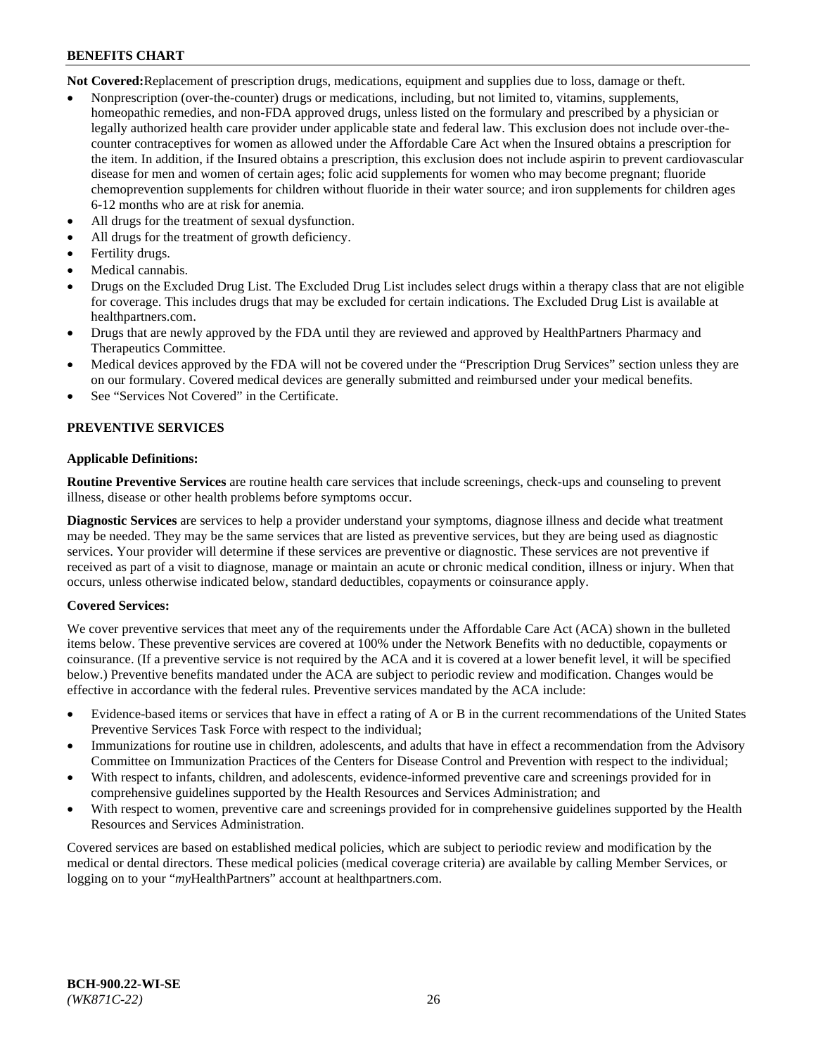**Not Covered:** Replacement of prescription drugs, medications, equipment and supplies due to loss, damage or theft.

- Nonprescription (over-the-counter) drugs or medications, including, but not limited to, vitamins, supplements, homeopathic remedies, and non-FDA approved drugs, unless listed on the formulary and prescribed by a physician or legally authorized health care provider under applicable state and federal law. This exclusion does not include over-the-counter contraceptives for women as allowed under the Affordable Care Act when the Insured obtains a prescription for the item. In addition, if the Insured obtains a prescription, this exclusion does not include aspirin to prevent cardiovascular disease for men and women of certain ages; folic acid supplements for women who may become pregnant; fluoride chemoprevention supplements for children without fluoride in their water source; and iron supplements for children ages 6-12 months who are at risk for anemia.
- All drugs for the treatment of sexual dysfunction.
- All drugs for the treatment of growth deficiency.
- Fertility drugs.
- Medical cannabis.
- Drugs on the Excluded Drug List. The Excluded Drug List includes select drugs within a therapy class that are not eligible for coverage. This includes drugs that may be excluded for certain indications. The Excluded Drug List is available at healthpartners.com.
- Drugs that are newly approved by the FDA until they are reviewed and approved by HealthPartners Pharmacy and Therapeutics Committee.
- Medical devices approved by the FDA will not be covered under the "Prescription Drug Services" section unless they are on our formulary. Covered medical devices are generally submitted and reimbursed under your medical benefits.
- See "Services Not Covered" in the Certificate.

## PREVENTIVE SERVICES

### Applicable Definitions:

**Routine Preventive Services** are routine health care services that include screenings, check-ups and counseling to prevent illness, disease or other health problems before symptoms occur.

**Diagnostic Services** are services to help a provider understand your symptoms, diagnose illness and decide what treatment may be needed. They may be the same services that are listed as preventive services, but they are being used as diagnostic services. Your provider will determine if these services are preventive or diagnostic. These services are not preventive if received as part of a visit to diagnose, manage or maintain an acute or chronic medical condition, illness or injury. When that occurs, unless otherwise indicated below, standard deductibles, copayments or coinsurance apply.

### Covered Services:

We cover preventive services that meet any of the requirements under the Affordable Care Act (ACA) shown in the bulleted items below. These preventive services are covered at 100% under the Network Benefits with no deductible, copayments or coinsurance. (If a preventive service is not required by the ACA and it is covered at a lower benefit level, it will be specified below.) Preventive benefits mandated under the ACA are subject to periodic review and modification. Changes would be effective in accordance with the federal rules. Preventive services mandated by the ACA include:

- Evidence-based items or services that have in effect a rating of A or B in the current recommendations of the United States Preventive Services Task Force with respect to the individual;
- Immunizations for routine use in children, adolescents, and adults that have in effect a recommendation from the Advisory Committee on Immunization Practices of the Centers for Disease Control and Prevention with respect to the individual;
- With respect to infants, children, and adolescents, evidence-informed preventive care and screenings provided for in comprehensive guidelines supported by the Health Resources and Services Administration; and
- With respect to women, preventive care and screenings provided for in comprehensive guidelines supported by the Health Resources and Services Administration.

Covered services are based on established medical policies, which are subject to periodic review and modification by the medical or dental directors. These medical policies (medical coverage criteria) are available by calling Member Services, or logging on to your "*my*HealthPartners" account at healthpartners.com.

**BCH-900.22-WI-SE**
*(WK871C-22)*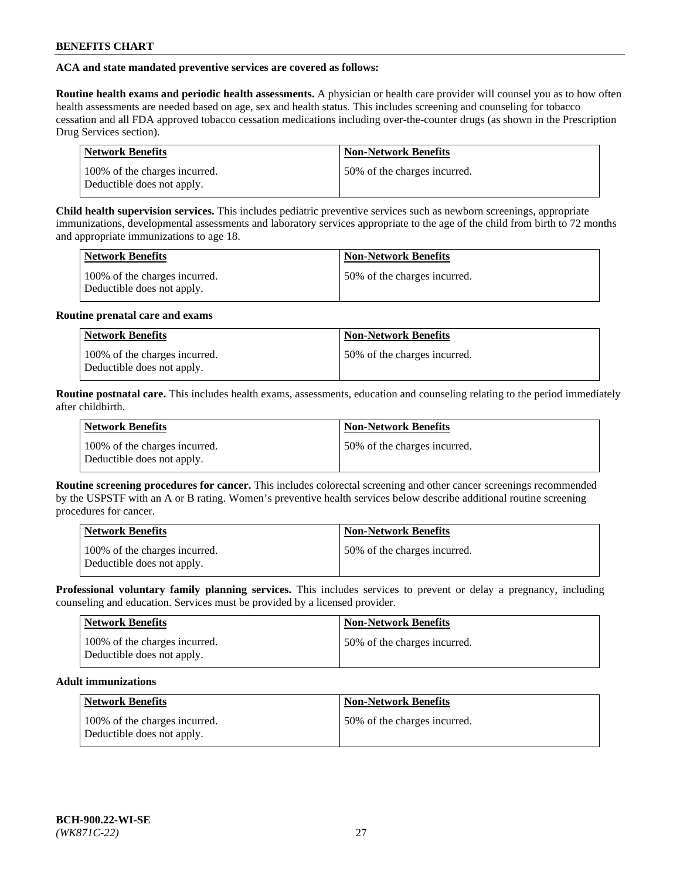**ACA and state mandated preventive services are covered as follows:**

**Routine health exams and periodic health assessments.** A physician or health care provider will counsel you as to how often health assessments are needed based on age, sex and health status. This includes screening and counseling for tobacco cessation and all FDA approved tobacco cessation medications including over-the-counter drugs (as shown in the Prescription Drug Services section).

| Network Benefits | Non-Network Benefits |
| --- | --- |
| 100% of the charges incurred. Deductible does not apply. | 50% of the charges incurred. |

**Child health supervision services.** This includes pediatric preventive services such as newborn screenings, appropriate immunizations, developmental assessments and laboratory services appropriate to the age of the child from birth to 72 months and appropriate immunizations to age 18.

| Network Benefits | Non-Network Benefits |
| --- | --- |
| 100% of the charges incurred. Deductible does not apply. | 50% of the charges incurred. |

**Routine prenatal care and exams**

| Network Benefits | Non-Network Benefits |
| --- | --- |
| 100% of the charges incurred. Deductible does not apply. | 50% of the charges incurred. |

**Routine postnatal care.** This includes health exams, assessments, education and counseling relating to the period immediately after childbirth.

| Network Benefits | Non-Network Benefits |
| --- | --- |
| 100% of the charges incurred. Deductible does not apply. | 50% of the charges incurred. |

**Routine screening procedures for cancer.** This includes colorectal screening and other cancer screenings recommended by the USPSTF with an A or B rating. Women's preventive health services below describe additional routine screening procedures for cancer.

| Network Benefits | Non-Network Benefits |
| --- | --- |
| 100% of the charges incurred. Deductible does not apply. | 50% of the charges incurred. |

**Professional voluntary family planning services.** This includes services to prevent or delay a pregnancy, including counseling and education. Services must be provided by a licensed provider.

| Network Benefits | Non-Network Benefits |
| --- | --- |
| 100% of the charges incurred. Deductible does not apply. | 50% of the charges incurred. |

**Adult immunizations**

| Network Benefits | Non-Network Benefits |
| --- | --- |
| 100% of the charges incurred. Deductible does not apply. | 50% of the charges incurred. |

**BCH-900.22-WI-SE**
*(WK871C-22)*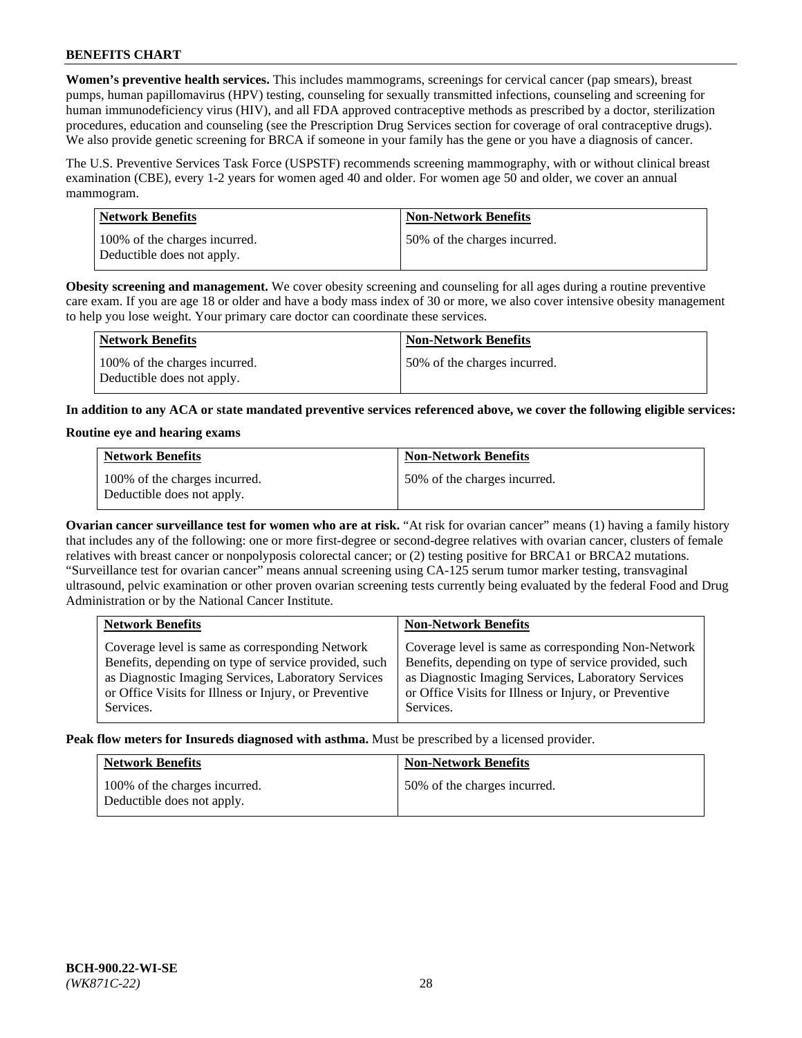**Women's preventive health services.** This includes mammograms, screenings for cervical cancer (pap smears), breast pumps, human papillomavirus (HPV) testing, counseling for sexually transmitted infections, counseling and screening for human immunodeficiency virus (HIV), and all FDA approved contraceptive methods as prescribed by a doctor, sterilization procedures, education and counseling (see the Prescription Drug Services section for coverage of oral contraceptive drugs). We also provide genetic screening for BRCA if someone in your family has the gene or you have a diagnosis of cancer.

The U.S. Preventive Services Task Force (USPSTF) recommends screening mammography, with or without clinical breast examination (CBE), every 1-2 years for women aged 40 and older. For women age 50 and older, we cover an annual mammogram.

| **Network Benefits** | **Non-Network Benefits** |
|---|---|
| 100% of the charges incurred. Deductible does not apply. | 50% of the charges incurred. |

**Obesity screening and management.** We cover obesity screening and counseling for all ages during a routine preventive care exam. If you are age 18 or older and have a body mass index of 30 or more, we also cover intensive obesity management to help you lose weight. Your primary care doctor can coordinate these services.

| **Network Benefits** | **Non-Network Benefits** |
|---|---|
| 100% of the charges incurred. Deductible does not apply. | 50% of the charges incurred. |

**In addition to any ACA or state mandated preventive services referenced above, we cover the following eligible services:**

**Routine eye and hearing exams**

| **Network Benefits** | **Non-Network Benefits** |
|---|---|
| 100% of the charges incurred. Deductible does not apply. | 50% of the charges incurred. |

**Ovarian cancer surveillance test for women who are at risk.** "At risk for ovarian cancer" means (1) having a family history that includes any of the following: one or more first-degree or second-degree relatives with ovarian cancer, clusters of female relatives with breast cancer or nonpolyposis colorectal cancer; or (2) testing positive for BRCA1 or BRCA2 mutations. "Surveillance test for ovarian cancer" means annual screening using CA-125 serum tumor marker testing, transvaginal ultrasound, pelvic examination or other proven ovarian screening tests currently being evaluated by the federal Food and Drug Administration or by the National Cancer Institute.

| **Network Benefits** | **Non-Network Benefits** |
|---|---|
| Coverage level is same as corresponding Network Benefits, depending on type of service provided, such as Diagnostic Imaging Services, Laboratory Services or Office Visits for Illness or Injury, or Preventive Services. | Coverage level is same as corresponding Non-Network Benefits, depending on type of service provided, such as Diagnostic Imaging Services, Laboratory Services or Office Visits for Illness or Injury, or Preventive Services. |

**Peak flow meters for Insureds diagnosed with asthma.** Must be prescribed by a licensed provider.

| **Network Benefits** | **Non-Network Benefits** |
|---|---|
| 100% of the charges incurred. Deductible does not apply. | 50% of the charges incurred. |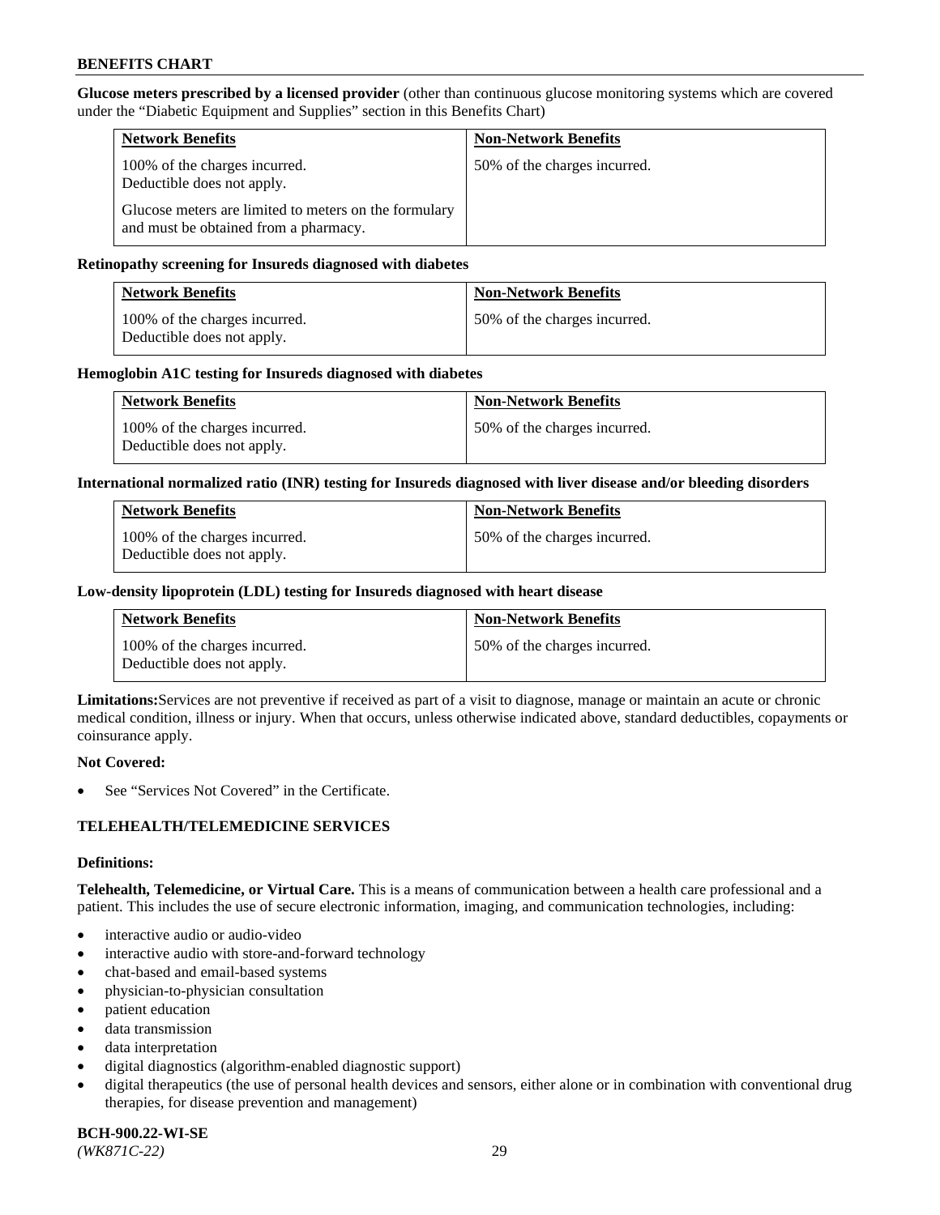**Glucose meters prescribed by a licensed provider** (other than continuous glucose monitoring systems which are covered under the "Diabetic Equipment and Supplies" section in this Benefits Chart)

| Network Benefits | Non-Network Benefits |
|---|---|
| 100% of the charges incurred. Deductible does not apply. Glucose meters are limited to meters on the formulary and must be obtained from a pharmacy. | 50% of the charges incurred. |

**Retinopathy screening for Insureds diagnosed with diabetes**

| Network Benefits | Non-Network Benefits |
|---|---|
| 100% of the charges incurred. Deductible does not apply. | 50% of the charges incurred. |

**Hemoglobin A1C testing for Insureds diagnosed with diabetes**

| Network Benefits | Non-Network Benefits |
|---|---|
| 100% of the charges incurred. Deductible does not apply. | 50% of the charges incurred. |

**International normalized ratio (INR) testing for Insureds diagnosed with liver disease and/or bleeding disorders**

| Network Benefits | Non-Network Benefits |
|---|---|
| 100% of the charges incurred. Deductible does not apply. | 50% of the charges incurred. |

**Low-density lipoprotein (LDL) testing for Insureds diagnosed with heart disease**

| Network Benefits | Non-Network Benefits |
|---|---|
| 100% of the charges incurred. Deductible does not apply. | 50% of the charges incurred. |

**Limitations:** Services are not preventive if received as part of a visit to diagnose, manage or maintain an acute or chronic medical condition, illness or injury. When that occurs, unless otherwise indicated above, standard deductibles, copayments or coinsurance apply.

**Not Covered:**

- See "Services Not Covered" in the Certificate.

## TELEHEALTH/TELEMEDICINE SERVICES

**Definitions:**

**Telehealth, Telemedicine, or Virtual Care.** This is a means of communication between a health care professional and a patient. This includes the use of secure electronic information, imaging, and communication technologies, including:

- interactive audio or audio-video
- interactive audio with store-and-forward technology
- chat-based and email-based systems
- physician-to-physician consultation
- patient education
- data transmission
- data interpretation
- digital diagnostics (algorithm-enabled diagnostic support)
- digital therapeutics (the use of personal health devices and sensors, either alone or in combination with conventional drug therapies, for disease prevention and management)

**BCH-900.22-WI-SE**
*(WK871C-22)*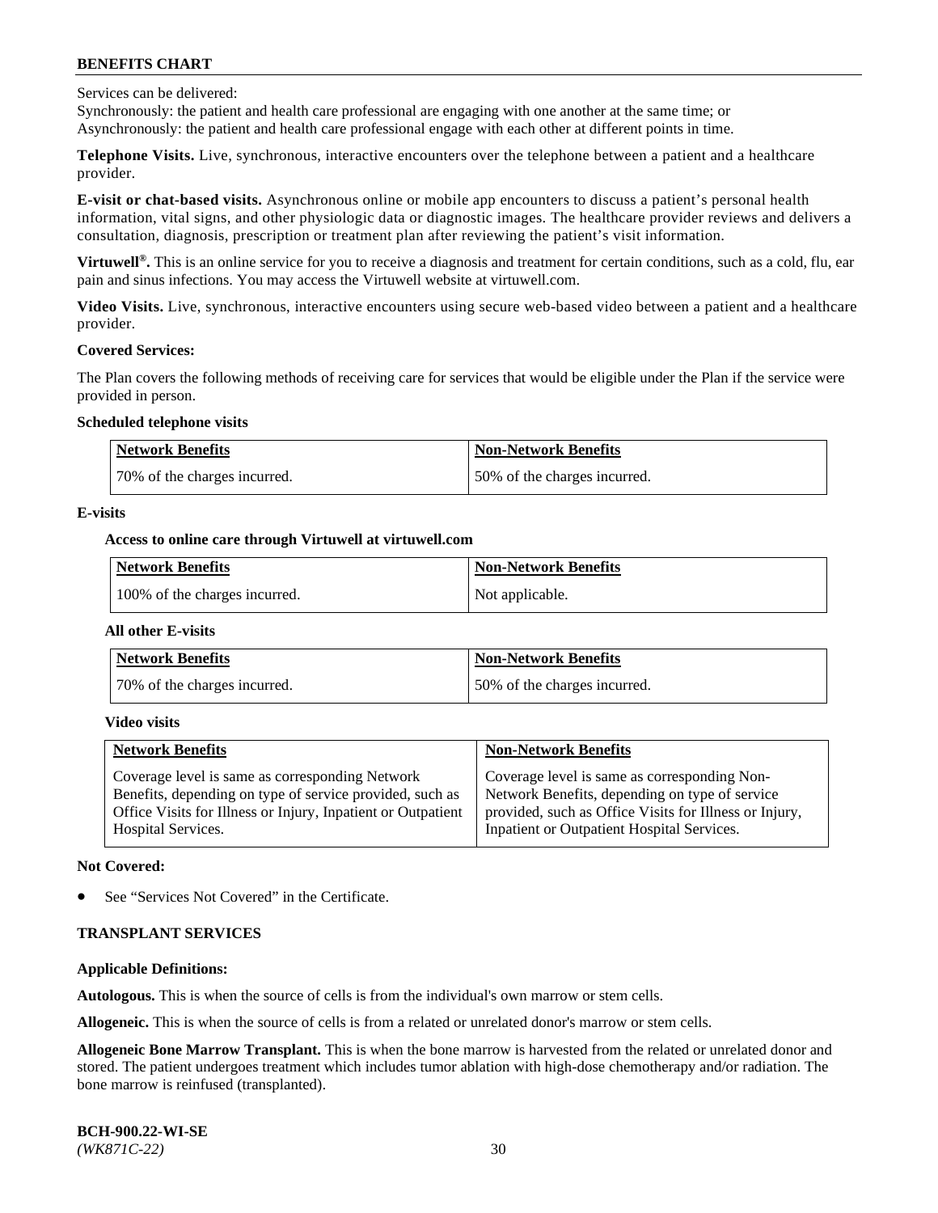Services can be delivered:

Synchronously: the patient and health care professional are engaging with one another at the same time; or

Asynchronously: the patient and health care professional engage with each other at different points in time.

**Telephone Visits.** Live, synchronous, interactive encounters over the telephone between a patient and a healthcare provider.

**E-visit or chat-based visits.** Asynchronous online or mobile app encounters to discuss a patient's personal health information, vital signs, and other physiologic data or diagnostic images. The healthcare provider reviews and delivers a consultation, diagnosis, prescription or treatment plan after reviewing the patient's visit information.

**Virtuwell®.** This is an online service for you to receive a diagnosis and treatment for certain conditions, such as a cold, flu, ear pain and sinus infections. You may access the Virtuwell website at virtuwell.com.

**Video Visits.** Live, synchronous, interactive encounters using secure web-based video between a patient and a healthcare provider.

**Covered Services:**

The Plan covers the following methods of receiving care for services that would be eligible under the Plan if the service were provided in person.

**Scheduled telephone visits**

| Network Benefits | Non-Network Benefits |
|---|---|
| 70% of the charges incurred. | 50% of the charges incurred. |

**E-visits**

**Access to online care through Virtuwell at virtuwell.com**

| Network Benefits | Non-Network Benefits |
|---|---|
| 100% of the charges incurred. | Not applicable. |

**All other E-visits**

| Network Benefits | Non-Network Benefits |
|---|---|
| 70% of the charges incurred. | 50% of the charges incurred. |

**Video visits**

| Network Benefits | Non-Network Benefits |
|---|---|
| Coverage level is same as corresponding Network Benefits, depending on type of service provided, such as Office Visits for Illness or Injury, Inpatient or Outpatient Hospital Services. | Coverage level is same as corresponding Non-Network Benefits, depending on type of service provided, such as Office Visits for Illness or Injury, Inpatient or Outpatient Hospital Services. |

**Not Covered:**

- See "Services Not Covered" in the Certificate.

**TRANSPLANT SERVICES**

**Applicable Definitions:**

**Autologous.** This is when the source of cells is from the individual's own marrow or stem cells.

**Allogeneic.** This is when the source of cells is from a related or unrelated donor's marrow or stem cells.

**Allogeneic Bone Marrow Transplant.** This is when the bone marrow is harvested from the related or unrelated donor and stored. The patient undergoes treatment which includes tumor ablation with high-dose chemotherapy and/or radiation. The bone marrow is reinfused (transplanted).

**BCH-900.22-WI-SE**
*(WK871C-22)*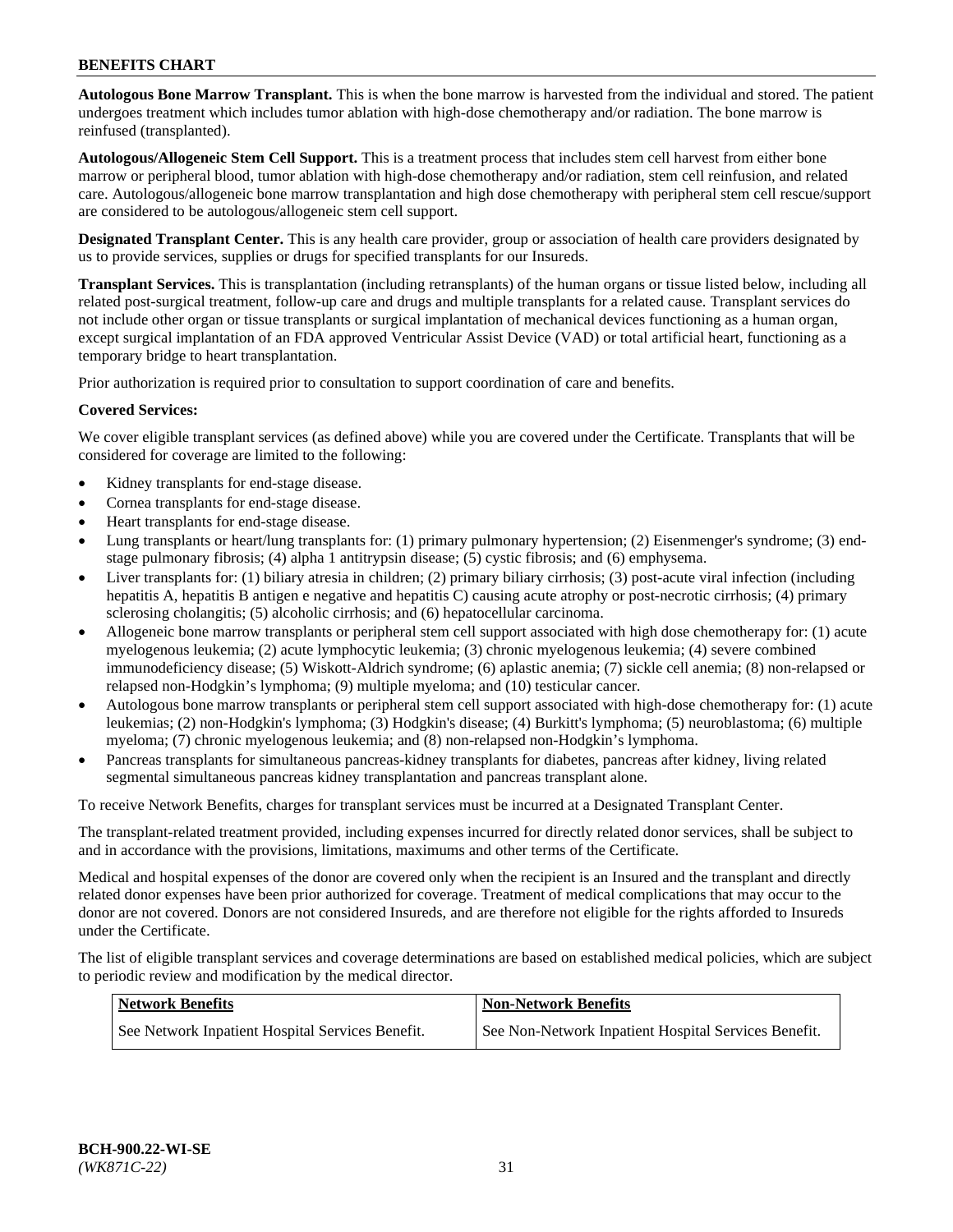**Autologous Bone Marrow Transplant.** This is when the bone marrow is harvested from the individual and stored. The patient undergoes treatment which includes tumor ablation with high-dose chemotherapy and/or radiation. The bone marrow is reinfused (transplanted).

**Autologous/Allogeneic Stem Cell Support.** This is a treatment process that includes stem cell harvest from either bone marrow or peripheral blood, tumor ablation with high-dose chemotherapy and/or radiation, stem cell reinfusion, and related care. Autologous/allogeneic bone marrow transplantation and high dose chemotherapy with peripheral stem cell rescue/support are considered to be autologous/allogeneic stem cell support.

**Designated Transplant Center.** This is any health care provider, group or association of health care providers designated by us to provide services, supplies or drugs for specified transplants for our Insureds.

**Transplant Services.** This is transplantation (including retransplants) of the human organs or tissue listed below, including all related post-surgical treatment, follow-up care and drugs and multiple transplants for a related cause. Transplant services do not include other organ or tissue transplants or surgical implantation of mechanical devices functioning as a human organ, except surgical implantation of an FDA approved Ventricular Assist Device (VAD) or total artificial heart, functioning as a temporary bridge to heart transplantation.

Prior authorization is required prior to consultation to support coordination of care and benefits.

**Covered Services:**

We cover eligible transplant services (as defined above) while you are covered under the Certificate. Transplants that will be considered for coverage are limited to the following:

- Kidney transplants for end-stage disease.
- Cornea transplants for end-stage disease.
- Heart transplants for end-stage disease.
- Lung transplants or heart/lung transplants for: (1) primary pulmonary hypertension; (2) Eisenmenger's syndrome; (3) end-stage pulmonary fibrosis; (4) alpha 1 antitrypsin disease; (5) cystic fibrosis; and (6) emphysema.
- Liver transplants for: (1) biliary atresia in children; (2) primary biliary cirrhosis; (3) post-acute viral infection (including hepatitis A, hepatitis B antigen e negative and hepatitis C) causing acute atrophy or post-necrotic cirrhosis; (4) primary sclerosing cholangitis; (5) alcoholic cirrhosis; and (6) hepatocellular carcinoma.
- Allogeneic bone marrow transplants or peripheral stem cell support associated with high dose chemotherapy for: (1) acute myelogenous leukemia; (2) acute lymphocytic leukemia; (3) chronic myelogenous leukemia; (4) severe combined immunodeficiency disease; (5) Wiskott-Aldrich syndrome; (6) aplastic anemia; (7) sickle cell anemia; (8) non-relapsed or relapsed non-Hodgkin's lymphoma; (9) multiple myeloma; and (10) testicular cancer.
- Autologous bone marrow transplants or peripheral stem cell support associated with high-dose chemotherapy for: (1) acute leukemias; (2) non-Hodgkin's lymphoma; (3) Hodgkin's disease; (4) Burkitt's lymphoma; (5) neuroblastoma; (6) multiple myeloma; (7) chronic myelogenous leukemia; and (8) non-relapsed non-Hodgkin's lymphoma.
- Pancreas transplants for simultaneous pancreas-kidney transplants for diabetes, pancreas after kidney, living related segmental simultaneous pancreas kidney transplantation and pancreas transplant alone.

To receive Network Benefits, charges for transplant services must be incurred at a Designated Transplant Center.

The transplant-related treatment provided, including expenses incurred for directly related donor services, shall be subject to and in accordance with the provisions, limitations, maximums and other terms of the Certificate.

Medical and hospital expenses of the donor are covered only when the recipient is an Insured and the transplant and directly related donor expenses have been prior authorized for coverage. Treatment of medical complications that may occur to the donor are not covered. Donors are not considered Insureds, and are therefore not eligible for the rights afforded to Insureds under the Certificate.

The list of eligible transplant services and coverage determinations are based on established medical policies, which are subject to periodic review and modification by the medical director.

| Network Benefits | Non-Network Benefits |
|---|---|
| See Network Inpatient Hospital Services Benefit. | See Non-Network Inpatient Hospital Services Benefit. |

**BCH-900.22-WI-SE**
*(WK871C-22)*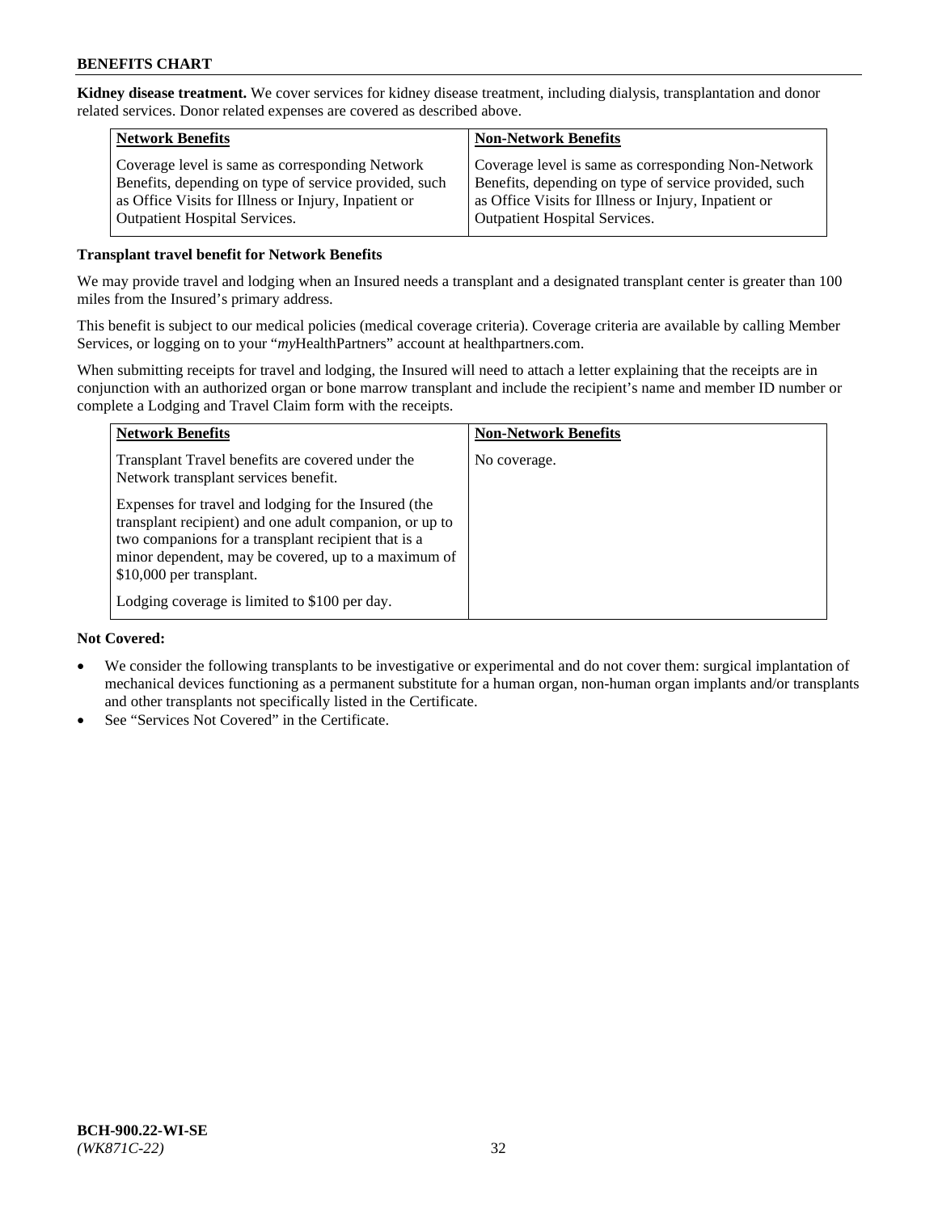**Kidney disease treatment.** We cover services for kidney disease treatment, including dialysis, transplantation and donor related services. Donor related expenses are covered as described above.

| Network Benefits | Non-Network Benefits |
| --- | --- |
| Coverage level is same as corresponding Network Benefits, depending on type of service provided, such as Office Visits for Illness or Injury, Inpatient or Outpatient Hospital Services. | Coverage level is same as corresponding Non-Network Benefits, depending on type of service provided, such as Office Visits for Illness or Injury, Inpatient or Outpatient Hospital Services. |

**Transplant travel benefit for Network Benefits**

We may provide travel and lodging when an Insured needs a transplant and a designated transplant center is greater than 100 miles from the Insured's primary address.

This benefit is subject to our medical policies (medical coverage criteria). Coverage criteria are available by calling Member Services, or logging on to your "*my*HealthPartners" account at healthpartners.com.

When submitting receipts for travel and lodging, the Insured will need to attach a letter explaining that the receipts are in conjunction with an authorized organ or bone marrow transplant and include the recipient's name and member ID number or complete a Lodging and Travel Claim form with the receipts.

| Network Benefits | Non-Network Benefits |
| --- | --- |
| Transplant Travel benefits are covered under the Network transplant services benefit.<br><br>Expenses for travel and lodging for the Insured (the transplant recipient) and one adult companion, or up to two companions for a transplant recipient that is a minor dependent, may be covered, up to a maximum of $10,000 per transplant.<br><br>Lodging coverage is limited to $100 per day. | No coverage. |

**Not Covered:**

- We consider the following transplants to be investigative or experimental and do not cover them: surgical implantation of mechanical devices functioning as a permanent substitute for a human organ, non-human organ implants and/or transplants and other transplants not specifically listed in the Certificate.
- See "Services Not Covered" in the Certificate.